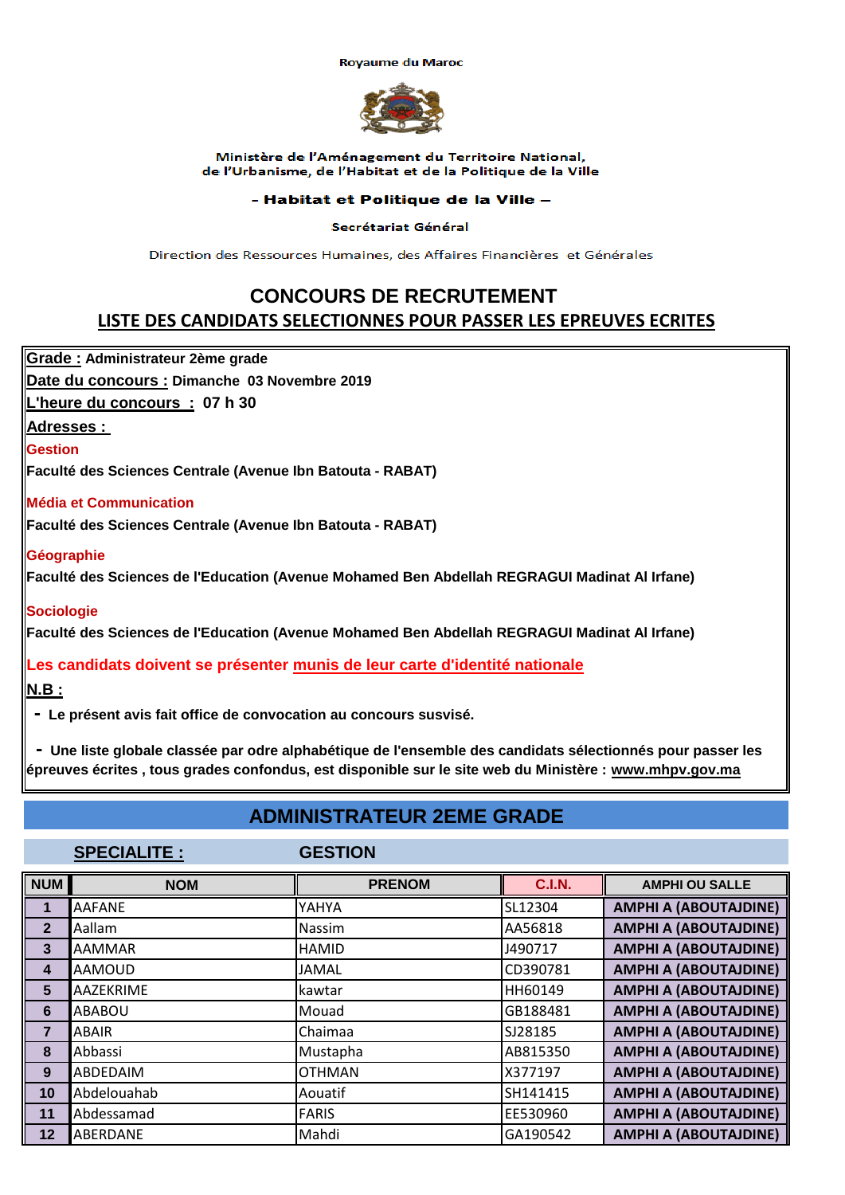Royaume du Maroc

Ministère de l'Aménagement du Territoire National,
de l'Urbanisme, de l'Habitat et de la Politique de la Ville

**- Habitat et Politique de la Ville –**

Secrétariat Général

Direction des Ressources Humaines, des Affaires Financières et Générales

# CONCOURS DE RECRUTEMENT

## LISTE DES CANDIDATS SELECTIONNES POUR PASSER LES EPREUVES ECRITES

**Grade :** Administrateur 2ème grade

**Date du concours :** Dimanche 03 Novembre 2019

**L'heure du concours :** 07 h 30

**Adresses :**

**Gestion**

**Faculté des Sciences Centrale (Avenue Ibn Batouta - RABAT)**

**Média et Communication**

**Faculté des Sciences Centrale (Avenue Ibn Batouta - RABAT)**

**Géographie**

**Faculté des Sciences de l'Education (Avenue Mohamed Ben Abdellah REGRAGUI Madinat Al Irfane)**

**Sociologie**

**Faculté des Sciences de l'Education (Avenue Mohamed Ben Abdellah REGRAGUI Madinat Al Irfane)**

**Les candidats doivent se présenter munis de leur carte d'identité nationale**

**N.B :**

- **Le présent avis fait office de convocation au concours susvisé.**

- **Une liste globale classée par odre alphabétique de l'ensemble des candidats sélectionnés pour passer les épreuves écrites , tous grades confondus, est disponible sur le site web du Ministère : www.mhpv.gov.ma**

## ADMINISTRATEUR 2EME GRADE

### SPECIALITE : GESTION

| NUM | NOM | PRENOM | C.I.N. | AMPHI OU SALLE |
|---|---|---|---|---|
| 1 | AAFANE | YAHYA | SL12304 | AMPHI A (ABOUTAJDINE) |
| 2 | Aallam | Nassim | AA56818 | AMPHI A (ABOUTAJDINE) |
| 3 | AAMMAR | HAMID | J490717 | AMPHI A (ABOUTAJDINE) |
| 4 | AAMOUD | JAMAL | CD390781 | AMPHI A (ABOUTAJDINE) |
| 5 | AAZEKRIME | kawtar | HH60149 | AMPHI A (ABOUTAJDINE) |
| 6 | ABABOU | Mouad | GB188481 | AMPHI A (ABOUTAJDINE) |
| 7 | ABAIR | Chaimaa | SJ28185 | AMPHI A (ABOUTAJDINE) |
| 8 | Abbassi | Mustapha | AB815350 | AMPHI A (ABOUTAJDINE) |
| 9 | ABDEDAIM | OTHMAN | X377197 | AMPHI A (ABOUTAJDINE) |
| 10 | Abdelouahab | Aouatif | SH141415 | AMPHI A (ABOUTAJDINE) |
| 11 | Abdessamad | FARIS | EE530960 | AMPHI A (ABOUTAJDINE) |
| 12 | ABERDANE | Mahdi | GA190542 | AMPHI A (ABOUTAJDINE) |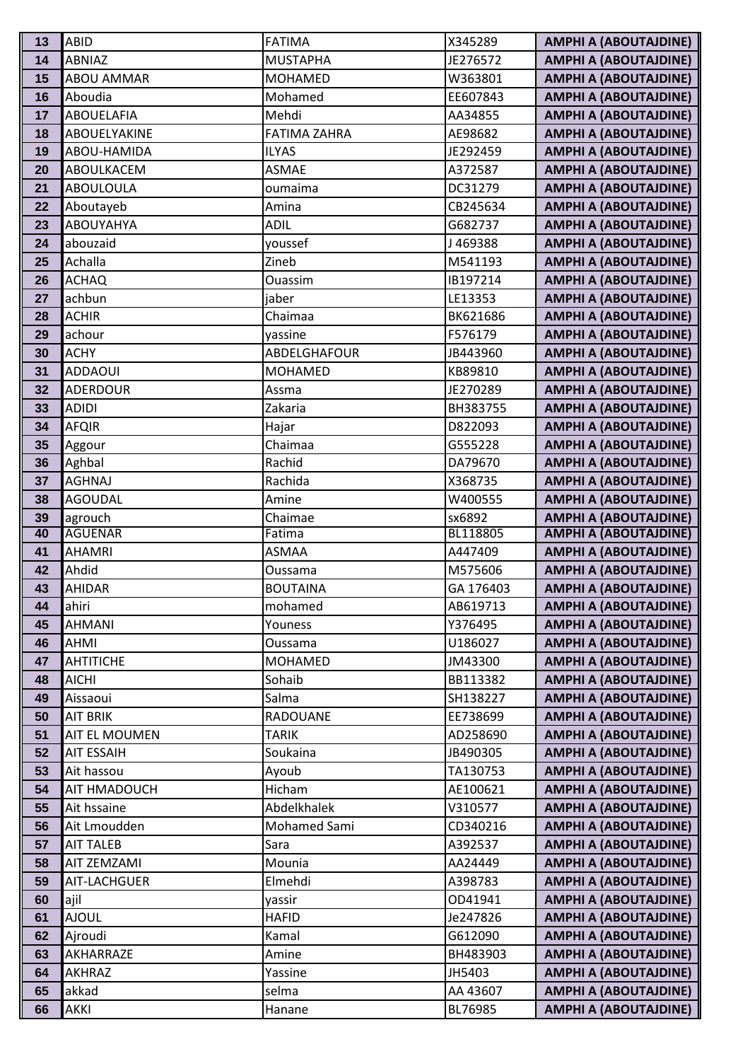| 13 | ABID | FATIMA | X345289 | **AMPHI A (ABOUTAJDINE)** |
|---|---|---|---|---|
| 14 | ABNIAZ | MUSTAPHA | JE276572 | **AMPHI A (ABOUTAJDINE)** |
| 15 | ABOU AMMAR | MOHAMED | W363801 | **AMPHI A (ABOUTAJDINE)** |
| 16 | Aboudia | Mohamed | EE607843 | **AMPHI A (ABOUTAJDINE)** |
| 17 | ABOUELAFIA | Mehdi | AA34855 | **AMPHI A (ABOUTAJDINE)** |
| 18 | ABOUELYAKINE | FATIMA ZAHRA | AE98682 | **AMPHI A (ABOUTAJDINE)** |
| 19 | ABOU-HAMIDA | ILYAS | JE292459 | **AMPHI A (ABOUTAJDINE)** |
| 20 | ABOULKACEM | ASMAE | A372587 | **AMPHI A (ABOUTAJDINE)** |
| 21 | ABOULOULA | oumaima | DC31279 | **AMPHI A (ABOUTAJDINE)** |
| 22 | Aboutayeb | Amina | CB245634 | **AMPHI A (ABOUTAJDINE)** |
| 23 | ABOUYAHYA | ADIL | G682737 | **AMPHI A (ABOUTAJDINE)** |
| 24 | abouzaid | youssef | J 469388 | **AMPHI A (ABOUTAJDINE)** |
| 25 | Achalla | Zineb | M541193 | **AMPHI A (ABOUTAJDINE)** |
| 26 | ACHAQ | Ouassim | IB197214 | **AMPHI A (ABOUTAJDINE)** |
| 27 | achbun | jaber | LE13353 | **AMPHI A (ABOUTAJDINE)** |
| 28 | ACHIR | Chaimaa | BK621686 | **AMPHI A (ABOUTAJDINE)** |
| 29 | achour | yassine | F576179 | **AMPHI A (ABOUTAJDINE)** |
| 30 | ACHY | ABDELGHAFOUR | JB443960 | **AMPHI A (ABOUTAJDINE)** |
| 31 | ADDAOUI | MOHAMED | KB89810 | **AMPHI A (ABOUTAJDINE)** |
| 32 | ADERDOUR | Assma | JE270289 | **AMPHI A (ABOUTAJDINE)** |
| 33 | ADIDI | Zakaria | BH383755 | **AMPHI A (ABOUTAJDINE)** |
| 34 | AFQIR | Hajar | D822093 | **AMPHI A (ABOUTAJDINE)** |
| 35 | Aggour | Chaimaa | G555228 | **AMPHI A (ABOUTAJDINE)** |
| 36 | Aghbal | Rachid | DA79670 | **AMPHI A (ABOUTAJDINE)** |
| 37 | AGHNAJ | Rachida | X368735 | **AMPHI A (ABOUTAJDINE)** |
| 38 | AGOUDAL | Amine | W400555 | **AMPHI A (ABOUTAJDINE)** |
| 39 | agrouch | Chaimae | sx6892 | **AMPHI A (ABOUTAJDINE)** |
| 40 | AGUENAR | Fatima | BL118805 | **AMPHI A (ABOUTAJDINE)** |
| 41 | AHAMRI | ASMAA | A447409 | **AMPHI A (ABOUTAJDINE)** |
| 42 | Ahdid | Oussama | M575606 | **AMPHI A (ABOUTAJDINE)** |
| 43 | AHIDAR | BOUTAINA | GA 176403 | **AMPHI A (ABOUTAJDINE)** |
| 44 | ahiri | mohamed | AB619713 | **AMPHI A (ABOUTAJDINE)** |
| 45 | AHMANI | Youness | Y376495 | **AMPHI A (ABOUTAJDINE)** |
| 46 | AHMI | Oussama | U186027 | **AMPHI A (ABOUTAJDINE)** |
| 47 | AHTITICHE | MOHAMED | JM43300 | **AMPHI A (ABOUTAJDINE)** |
| 48 | AICHI | Sohaib | BB113382 | **AMPHI A (ABOUTAJDINE)** |
| 49 | Aissaoui | Salma | SH138227 | **AMPHI A (ABOUTAJDINE)** |
| 50 | AIT BRIK | RADOUANE | EE738699 | **AMPHI A (ABOUTAJDINE)** |
| 51 | AIT EL MOUMEN | TARIK | AD258690 | **AMPHI A (ABOUTAJDINE)** |
| 52 | AIT ESSAIH | Soukaina | JB490305 | **AMPHI A (ABOUTAJDINE)** |
| 53 | Ait hassou | Ayoub | TA130753 | **AMPHI A (ABOUTAJDINE)** |
| 54 | AIT HMADOUCH | Hicham | AE100621 | **AMPHI A (ABOUTAJDINE)** |
| 55 | Ait hssaine | Abdelkhalek | V310577 | **AMPHI A (ABOUTAJDINE)** |
| 56 | Ait Lmoudden | Mohamed Sami | CD340216 | **AMPHI A (ABOUTAJDINE)** |
| 57 | AIT TALEB | Sara | A392537 | **AMPHI A (ABOUTAJDINE)** |
| 58 | AIT ZEMZAMI | Mounia | AA24449 | **AMPHI A (ABOUTAJDINE)** |
| 59 | AIT-LACHGUER | Elmehdi | A398783 | **AMPHI A (ABOUTAJDINE)** |
| 60 | ajil | yassir | OD41941 | **AMPHI A (ABOUTAJDINE)** |
| 61 | AJOUL | HAFID | Je247826 | **AMPHI A (ABOUTAJDINE)** |
| 62 | Ajroudi | Kamal | G612090 | **AMPHI A (ABOUTAJDINE)** |
| 63 | AKHARRAZE | Amine | BH483903 | **AMPHI A (ABOUTAJDINE)** |
| 64 | AKHRAZ | Yassine | JH5403 | **AMPHI A (ABOUTAJDINE)** |
| 65 | akkad | selma | AA 43607 | **AMPHI A (ABOUTAJDINE)** |
| 66 | AKKI | Hanane | BL76985 | **AMPHI A (ABOUTAJDINE)** |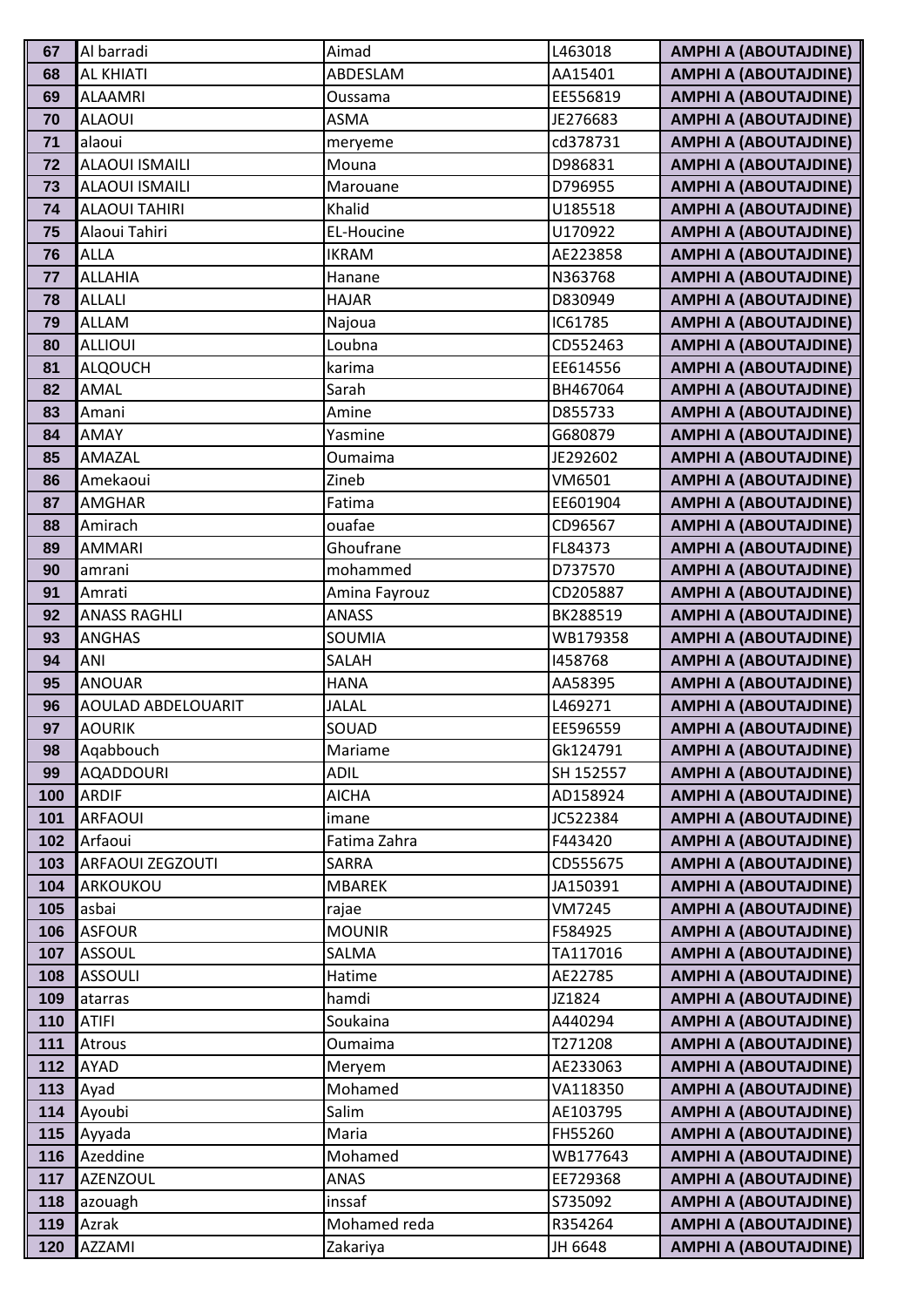| | | | | |
|---|---|---|---|---|
| 67 | Al barradi | Aimad | L463018 | AMPHI A (ABOUTAJDINE) |
| 68 | AL KHIATI | ABDESLAM | AA15401 | AMPHI A (ABOUTAJDINE) |
| 69 | ALAAMRI | Oussama | EE556819 | AMPHI A (ABOUTAJDINE) |
| 70 | ALAOUI | ASMA | JE276683 | AMPHI A (ABOUTAJDINE) |
| 71 | alaoui | meryeme | cd378731 | AMPHI A (ABOUTAJDINE) |
| 72 | ALAOUI ISMAILI | Mouna | D986831 | AMPHI A (ABOUTAJDINE) |
| 73 | ALAOUI ISMAILI | Marouane | D796955 | AMPHI A (ABOUTAJDINE) |
| 74 | ALAOUI TAHIRI | Khalid | U185518 | AMPHI A (ABOUTAJDINE) |
| 75 | Alaoui Tahiri | EL-Houcine | U170922 | AMPHI A (ABOUTAJDINE) |
| 76 | ALLA | IKRAM | AE223858 | AMPHI A (ABOUTAJDINE) |
| 77 | ALLAHIA | Hanane | N363768 | AMPHI A (ABOUTAJDINE) |
| 78 | ALLALI | HAJAR | D830949 | AMPHI A (ABOUTAJDINE) |
| 79 | ALLAM | Najoua | IC61785 | AMPHI A (ABOUTAJDINE) |
| 80 | ALLIOUI | Loubna | CD552463 | AMPHI A (ABOUTAJDINE) |
| 81 | ALQOUCH | karima | EE614556 | AMPHI A (ABOUTAJDINE) |
| 82 | AMAL | Sarah | BH467064 | AMPHI A (ABOUTAJDINE) |
| 83 | Amani | Amine | D855733 | AMPHI A (ABOUTAJDINE) |
| 84 | AMAY | Yasmine | G680879 | AMPHI A (ABOUTAJDINE) |
| 85 | AMAZAL | Oumaima | JE292602 | AMPHI A (ABOUTAJDINE) |
| 86 | Amekaoui | Zineb | VM6501 | AMPHI A (ABOUTAJDINE) |
| 87 | AMGHAR | Fatima | EE601904 | AMPHI A (ABOUTAJDINE) |
| 88 | Amirach | ouafae | CD96567 | AMPHI A (ABOUTAJDINE) |
| 89 | AMMARI | Ghoufrane | FL84373 | AMPHI A (ABOUTAJDINE) |
| 90 | amrani | mohammed | D737570 | AMPHI A (ABOUTAJDINE) |
| 91 | Amrati | Amina Fayrouz | CD205887 | AMPHI A (ABOUTAJDINE) |
| 92 | ANASS RAGHLI | ANASS | BK288519 | AMPHI A (ABOUTAJDINE) |
| 93 | ANGHAS | SOUMIA | WB179358 | AMPHI A (ABOUTAJDINE) |
| 94 | ANI | SALAH | I458768 | AMPHI A (ABOUTAJDINE) |
| 95 | ANOUAR | HANA | AA58395 | AMPHI A (ABOUTAJDINE) |
| 96 | AOULAD ABDELOUARIT | JALAL | L469271 | AMPHI A (ABOUTAJDINE) |
| 97 | AOURIK | SOUAD | EE596559 | AMPHI A (ABOUTAJDINE) |
| 98 | Aqabbouch | Mariame | Gk124791 | AMPHI A (ABOUTAJDINE) |
| 99 | AQADDOURI | ADIL | SH 152557 | AMPHI A (ABOUTAJDINE) |
| 100 | ARDIF | AICHA | AD158924 | AMPHI A (ABOUTAJDINE) |
| 101 | ARFAOUI | imane | JC522384 | AMPHI A (ABOUTAJDINE) |
| 102 | Arfaoui | Fatima Zahra | F443420 | AMPHI A (ABOUTAJDINE) |
| 103 | ARFAOUI ZEGZOUTI | SARRA | CD555675 | AMPHI A (ABOUTAJDINE) |
| 104 | ARKOUKOU | MBAREK | JA150391 | AMPHI A (ABOUTAJDINE) |
| 105 | asbai | rajae | VM7245 | AMPHI A (ABOUTAJDINE) |
| 106 | ASFOUR | MOUNIR | F584925 | AMPHI A (ABOUTAJDINE) |
| 107 | ASSOUL | SALMA | TA117016 | AMPHI A (ABOUTAJDINE) |
| 108 | ASSOULI | Hatime | AE22785 | AMPHI A (ABOUTAJDINE) |
| 109 | atarras | hamdi | JZ1824 | AMPHI A (ABOUTAJDINE) |
| 110 | ATIFI | Soukaina | A440294 | AMPHI A (ABOUTAJDINE) |
| 111 | Atrous | Oumaima | T271208 | AMPHI A (ABOUTAJDINE) |
| 112 | AYAD | Meryem | AE233063 | AMPHI A (ABOUTAJDINE) |
| 113 | Ayad | Mohamed | VA118350 | AMPHI A (ABOUTAJDINE) |
| 114 | Ayoubi | Salim | AE103795 | AMPHI A (ABOUTAJDINE) |
| 115 | Ayyada | Maria | FH55260 | AMPHI A (ABOUTAJDINE) |
| 116 | Azeddine | Mohamed | WB177643 | AMPHI A (ABOUTAJDINE) |
| 117 | AZENZOUL | ANAS | EE729368 | AMPHI A (ABOUTAJDINE) |
| 118 | azouagh | inssaf | S735092 | AMPHI A (ABOUTAJDINE) |
| 119 | Azrak | Mohamed reda | R354264 | AMPHI A (ABOUTAJDINE) |
| 120 | AZZAMI | Zakariya | JH 6648 | AMPHI A (ABOUTAJDINE) |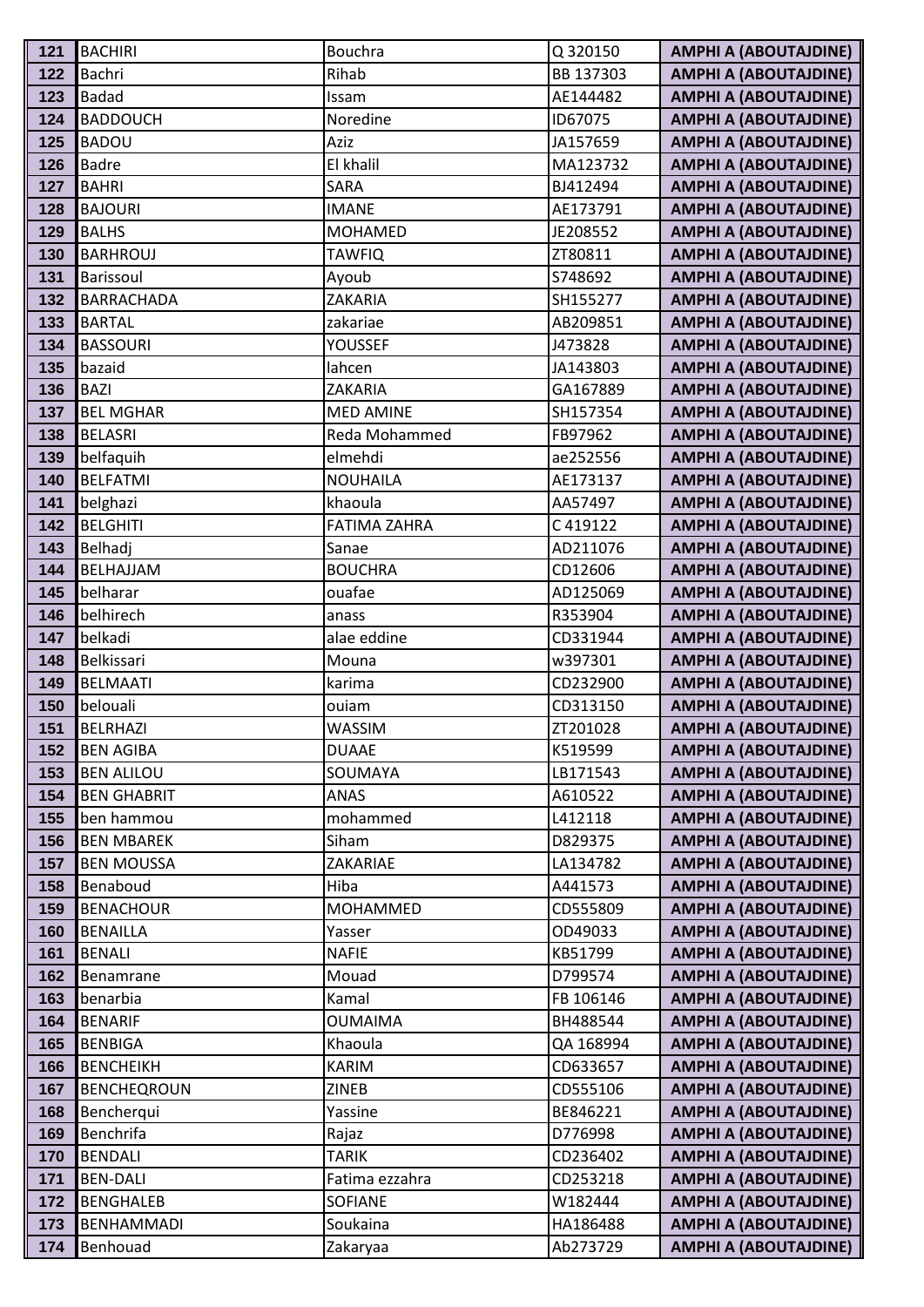| 121 | BACHIRI | Bouchra | Q 320150 | **AMPHI A (ABOUTAJDINE)** |
|---|---|---|---|---|
| 122 | Bachri | Rihab | BB 137303 | **AMPHI A (ABOUTAJDINE)** |
| 123 | Badad | Issam | AE144482 | **AMPHI A (ABOUTAJDINE)** |
| 124 | BADDOUCH | Noredine | ID67075 | **AMPHI A (ABOUTAJDINE)** |
| 125 | BADOU | Aziz | JA157659 | **AMPHI A (ABOUTAJDINE)** |
| 126 | Badre | El khalil | MA123732 | **AMPHI A (ABOUTAJDINE)** |
| 127 | BAHRI | SARA | BJ412494 | **AMPHI A (ABOUTAJDINE)** |
| 128 | BAJOURI | IMANE | AE173791 | **AMPHI A (ABOUTAJDINE)** |
| 129 | BALHS | MOHAMED | JE208552 | **AMPHI A (ABOUTAJDINE)** |
| 130 | BARHROUJ | TAWFIQ | ZT80811 | **AMPHI A (ABOUTAJDINE)** |
| 131 | Barissoul | Ayoub | S748692 | **AMPHI A (ABOUTAJDINE)** |
| 132 | BARRACHADA | ZAKARIA | SH155277 | **AMPHI A (ABOUTAJDINE)** |
| 133 | BARTAL | zakariae | AB209851 | **AMPHI A (ABOUTAJDINE)** |
| 134 | BASSOURI | YOUSSEF | J473828 | **AMPHI A (ABOUTAJDINE)** |
| 135 | bazaid | lahcen | JA143803 | **AMPHI A (ABOUTAJDINE)** |
| 136 | BAZI | ZAKARIA | GA167889 | **AMPHI A (ABOUTAJDINE)** |
| 137 | BEL MGHAR | MED AMINE | SH157354 | **AMPHI A (ABOUTAJDINE)** |
| 138 | BELASRI | Reda Mohammed | FB97962 | **AMPHI A (ABOUTAJDINE)** |
| 139 | belfaquih | elmehdi | ae252556 | **AMPHI A (ABOUTAJDINE)** |
| 140 | BELFATMI | NOUHAILA | AE173137 | **AMPHI A (ABOUTAJDINE)** |
| 141 | belghazi | khaoula | AA57497 | **AMPHI A (ABOUTAJDINE)** |
| 142 | BELGHITI | FATIMA ZAHRA | C 419122 | **AMPHI A (ABOUTAJDINE)** |
| 143 | Belhadj | Sanae | AD211076 | **AMPHI A (ABOUTAJDINE)** |
| 144 | BELHAJJAM | BOUCHRA | CD12606 | **AMPHI A (ABOUTAJDINE)** |
| 145 | belharar | ouafae | AD125069 | **AMPHI A (ABOUTAJDINE)** |
| 146 | belhirech | anass | R353904 | **AMPHI A (ABOUTAJDINE)** |
| 147 | belkadi | alae eddine | CD331944 | **AMPHI A (ABOUTAJDINE)** |
| 148 | Belkissari | Mouna | w397301 | **AMPHI A (ABOUTAJDINE)** |
| 149 | BELMAATI | karima | CD232900 | **AMPHI A (ABOUTAJDINE)** |
| 150 | belouali | ouiam | CD313150 | **AMPHI A (ABOUTAJDINE)** |
| 151 | BELRHAZI | WASSIM | ZT201028 | **AMPHI A (ABOUTAJDINE)** |
| 152 | BEN AGIBA | DUAAE | K519599 | **AMPHI A (ABOUTAJDINE)** |
| 153 | BEN ALILOU | SOUMAYA | LB171543 | **AMPHI A (ABOUTAJDINE)** |
| 154 | BEN GHABRIT | ANAS | A610522 | **AMPHI A (ABOUTAJDINE)** |
| 155 | ben hammou | mohammed | L412118 | **AMPHI A (ABOUTAJDINE)** |
| 156 | BEN MBAREK | Siham | D829375 | **AMPHI A (ABOUTAJDINE)** |
| 157 | BEN MOUSSA | ZAKARIAE | LA134782 | **AMPHI A (ABOUTAJDINE)** |
| 158 | Benaboud | Hiba | A441573 | **AMPHI A (ABOUTAJDINE)** |
| 159 | BENACHOUR | MOHAMMED | CD555809 | **AMPHI A (ABOUTAJDINE)** |
| 160 | BENAILLA | Yasser | OD49033 | **AMPHI A (ABOUTAJDINE)** |
| 161 | BENALI | NAFIE | KB51799 | **AMPHI A (ABOUTAJDINE)** |
| 162 | Benamrane | Mouad | D799574 | **AMPHI A (ABOUTAJDINE)** |
| 163 | benarbia | Kamal | FB 106146 | **AMPHI A (ABOUTAJDINE)** |
| 164 | BENARIF | OUMAIMA | BH488544 | **AMPHI A (ABOUTAJDINE)** |
| 165 | BENBIGA | Khaoula | QA 168994 | **AMPHI A (ABOUTAJDINE)** |
| 166 | BENCHEIKH | KARIM | CD633657 | **AMPHI A (ABOUTAJDINE)** |
| 167 | BENCHEQROUN | ZINEB | CD555106 | **AMPHI A (ABOUTAJDINE)** |
| 168 | Bencherqui | Yassine | BE846221 | **AMPHI A (ABOUTAJDINE)** |
| 169 | Benchrifa | Rajaz | D776998 | **AMPHI A (ABOUTAJDINE)** |
| 170 | BENDALI | TARIK | CD236402 | **AMPHI A (ABOUTAJDINE)** |
| 171 | BEN-DALI | Fatima ezzahra | CD253218 | **AMPHI A (ABOUTAJDINE)** |
| 172 | BENGHALEB | SOFIANE | W182444 | **AMPHI A (ABOUTAJDINE)** |
| 173 | BENHAMMADI | Soukaina | HA186488 | **AMPHI A (ABOUTAJDINE)** |
| 174 | Benhouad | Zakaryaa | Ab273729 | **AMPHI A (ABOUTAJDINE)** |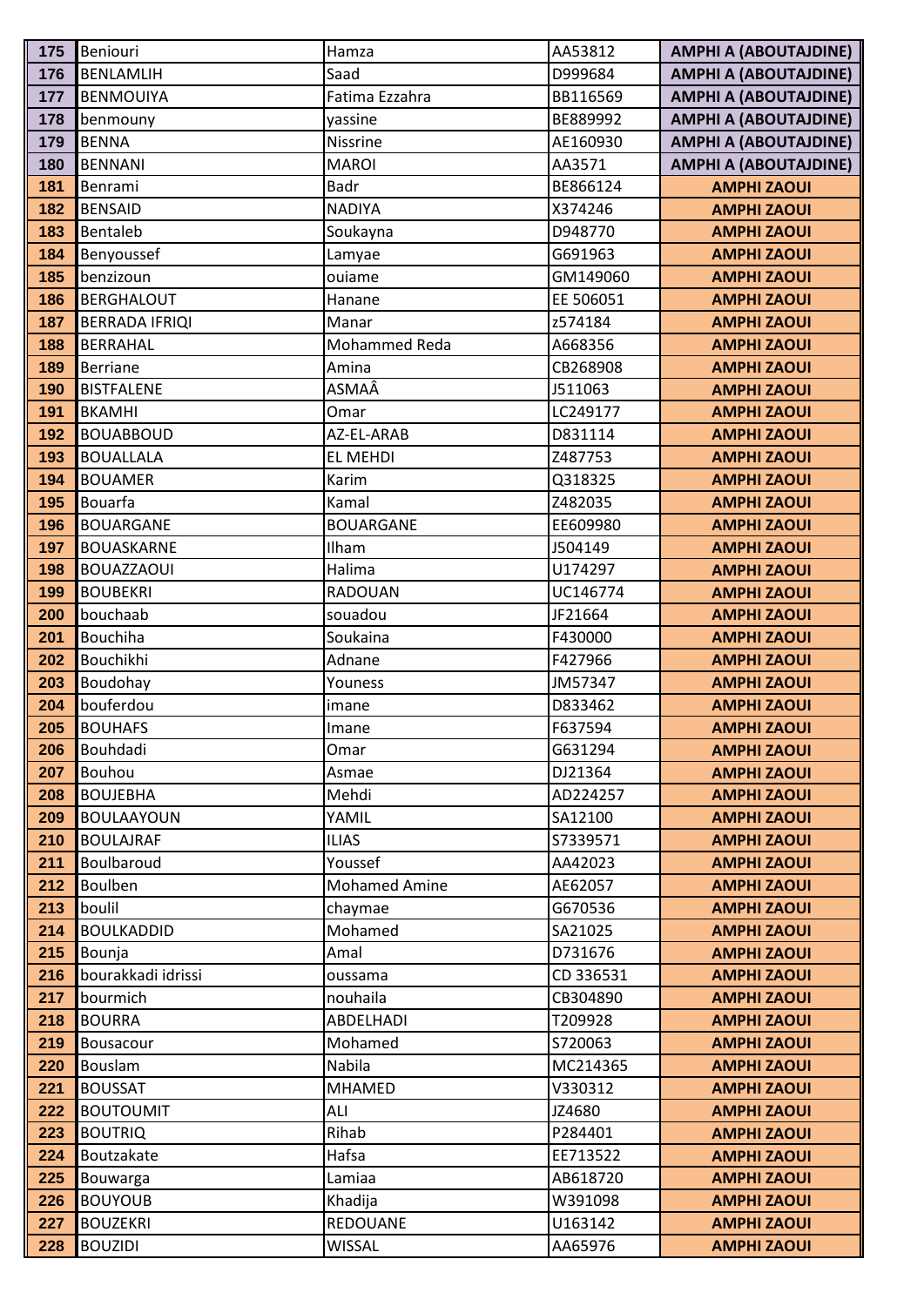| 175 | Beniouri | Hamza | AA53812 | AMPHI A (ABOUTAJDINE) |
|---|---|---|---|---|
| 176 | BENLAMLIH | Saad | D999684 | AMPHI A (ABOUTAJDINE) |
| 177 | BENMOUIYA | Fatima Ezzahra | BB116569 | AMPHI A (ABOUTAJDINE) |
| 178 | benmouny | yassine | BE889992 | AMPHI A (ABOUTAJDINE) |
| 179 | BENNA | Nissrine | AE160930 | AMPHI A (ABOUTAJDINE) |
| 180 | BENNANI | MAROI | AA3571 | AMPHI A (ABOUTAJDINE) |
| 181 | Benrami | Badr | BE866124 | AMPHI ZAOUI |
| 182 | BENSAID | NADIYA | X374246 | AMPHI ZAOUI |
| 183 | Bentaleb | Soukayna | D948770 | AMPHI ZAOUI |
| 184 | Benyoussef | Lamyae | G691963 | AMPHI ZAOUI |
| 185 | benzizoun | ouiame | GM149060 | AMPHI ZAOUI |
| 186 | BERGHALOUT | Hanane | EE 506051 | AMPHI ZAOUI |
| 187 | BERRADA IFRIQI | Manar | z574184 | AMPHI ZAOUI |
| 188 | BERRAHAL | Mohammed Reda | A668356 | AMPHI ZAOUI |
| 189 | Berriane | Amina | CB268908 | AMPHI ZAOUI |
| 190 | BISTFALENE | ASMAÂ | J511063 | AMPHI ZAOUI |
| 191 | BKAMHI | Omar | LC249177 | AMPHI ZAOUI |
| 192 | BOUABBOUD | AZ-EL-ARAB | D831114 | AMPHI ZAOUI |
| 193 | BOUALLALA | EL MEHDI | Z487753 | AMPHI ZAOUI |
| 194 | BOUAMER | Karim | Q318325 | AMPHI ZAOUI |
| 195 | Bouarfa | Kamal | Z482035 | AMPHI ZAOUI |
| 196 | BOUARGANE | BOUARGANE | EE609980 | AMPHI ZAOUI |
| 197 | BOUASKARNE | Ilham | J504149 | AMPHI ZAOUI |
| 198 | BOUAZZAOUI | Halima | U174297 | AMPHI ZAOUI |
| 199 | BOUBEKRI | RADOUAN | UC146774 | AMPHI ZAOUI |
| 200 | bouchaab | souadou | JF21664 | AMPHI ZAOUI |
| 201 | Bouchiha | Soukaina | F430000 | AMPHI ZAOUI |
| 202 | Bouchikhi | Adnane | F427966 | AMPHI ZAOUI |
| 203 | Boudohay | Youness | JM57347 | AMPHI ZAOUI |
| 204 | bouferdou | imane | D833462 | AMPHI ZAOUI |
| 205 | BOUHAFS | Imane | F637594 | AMPHI ZAOUI |
| 206 | Bouhdadi | Omar | G631294 | AMPHI ZAOUI |
| 207 | Bouhou | Asmae | DJ21364 | AMPHI ZAOUI |
| 208 | BOUJEBHA | Mehdi | AD224257 | AMPHI ZAOUI |
| 209 | BOULAAYOUN | YAMIL | SA12100 | AMPHI ZAOUI |
| 210 | BOULAJRAF | ILIAS | S7339571 | AMPHI ZAOUI |
| 211 | Boulbaroud | Youssef | AA42023 | AMPHI ZAOUI |
| 212 | Boulben | Mohamed Amine | AE62057 | AMPHI ZAOUI |
| 213 | boulil | chaymae | G670536 | AMPHI ZAOUI |
| 214 | BOULKADDID | Mohamed | SA21025 | AMPHI ZAOUI |
| 215 | Bounja | Amal | D731676 | AMPHI ZAOUI |
| 216 | bourakkadi idrissi | oussama | CD 336531 | AMPHI ZAOUI |
| 217 | bourmich | nouhaila | CB304890 | AMPHI ZAOUI |
| 218 | BOURRA | ABDELHADI | T209928 | AMPHI ZAOUI |
| 219 | Bousacour | Mohamed | S720063 | AMPHI ZAOUI |
| 220 | Bouslam | Nabila | MC214365 | AMPHI ZAOUI |
| 221 | BOUSSAT | MHAMED | V330312 | AMPHI ZAOUI |
| 222 | BOUTOUMIT | ALI | JZ4680 | AMPHI ZAOUI |
| 223 | BOUTRIQ | Rihab | P284401 | AMPHI ZAOUI |
| 224 | Boutzakate | Hafsa | EE713522 | AMPHI ZAOUI |
| 225 | Bouwarga | Lamiaa | AB618720 | AMPHI ZAOUI |
| 226 | BOUYOUB | Khadija | W391098 | AMPHI ZAOUI |
| 227 | BOUZEKRI | REDOUANE | U163142 | AMPHI ZAOUI |
| 228 | BOUZIDI | WISSAL | AA65976 | AMPHI ZAOUI |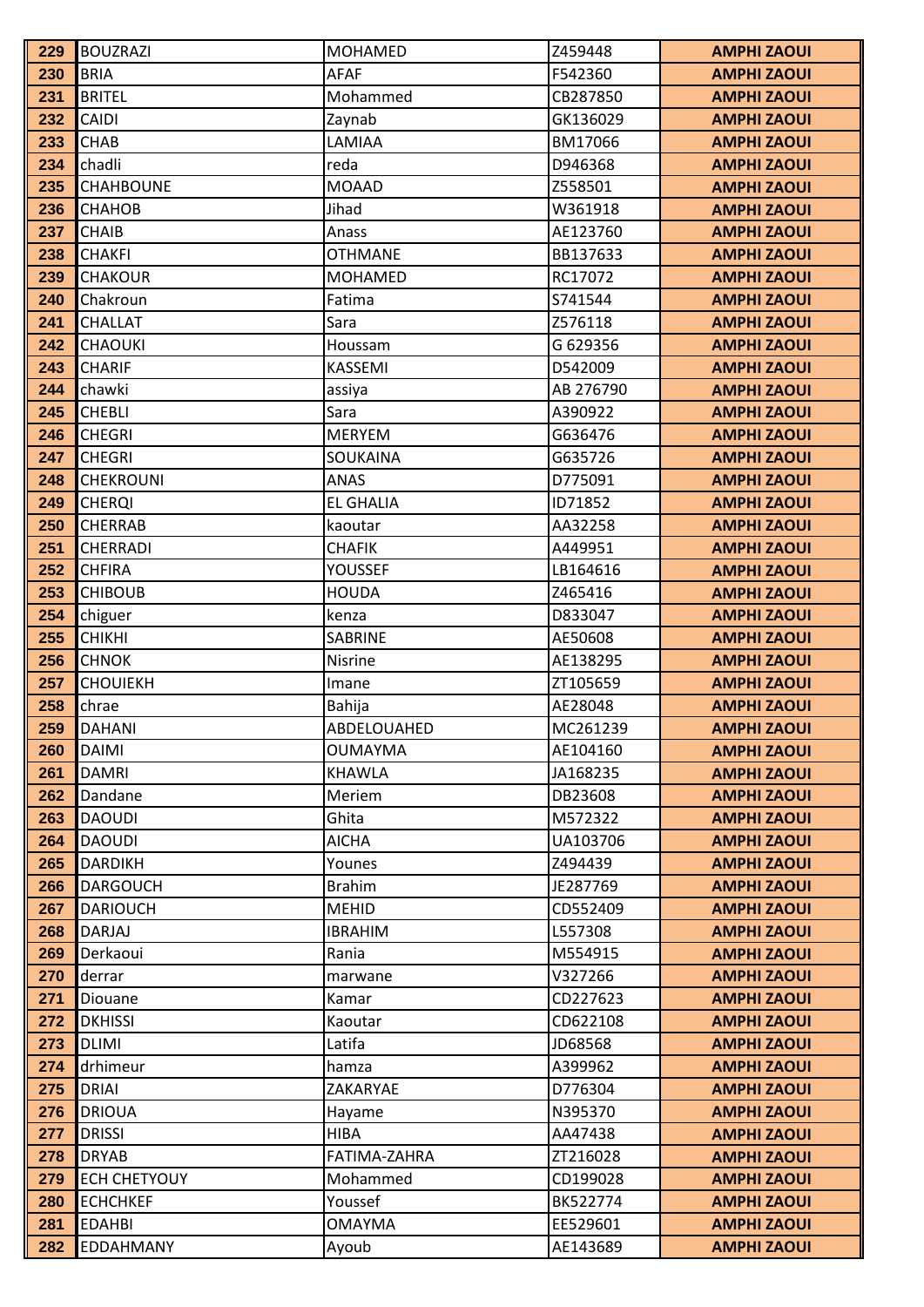| 229 | BOUZRAZI | MOHAMED | Z459448 | AMPHI ZAOUI |
|---|---|---|---|---|
| 230 | BRIA | AFAF | F542360 | AMPHI ZAOUI |
| 231 | BRITEL | Mohammed | CB287850 | AMPHI ZAOUI |
| 232 | CAIDI | Zaynab | GK136029 | AMPHI ZAOUI |
| 233 | CHAB | LAMIAA | BM17066 | AMPHI ZAOUI |
| 234 | chadli | reda | D946368 | AMPHI ZAOUI |
| 235 | CHAHBOUNE | MOAAD | Z558501 | AMPHI ZAOUI |
| 236 | CHAHOB | Jihad | W361918 | AMPHI ZAOUI |
| 237 | CHAIB | Anass | AE123760 | AMPHI ZAOUI |
| 238 | CHAKFI | OTHMANE | BB137633 | AMPHI ZAOUI |
| 239 | CHAKOUR | MOHAMED | RC17072 | AMPHI ZAOUI |
| 240 | Chakroun | Fatima | S741544 | AMPHI ZAOUI |
| 241 | CHALLAT | Sara | Z576118 | AMPHI ZAOUI |
| 242 | CHAOUKI | Houssam | G 629356 | AMPHI ZAOUI |
| 243 | CHARIF | KASSEMI | D542009 | AMPHI ZAOUI |
| 244 | chawki | assiya | AB 276790 | AMPHI ZAOUI |
| 245 | CHEBLI | Sara | A390922 | AMPHI ZAOUI |
| 246 | CHEGRI | MERYEM | G636476 | AMPHI ZAOUI |
| 247 | CHEGRI | SOUKAINA | G635726 | AMPHI ZAOUI |
| 248 | CHEKROUNI | ANAS | D775091 | AMPHI ZAOUI |
| 249 | CHERQI | EL GHALIA | ID71852 | AMPHI ZAOUI |
| 250 | CHERRAB | kaoutar | AA32258 | AMPHI ZAOUI |
| 251 | CHERRADI | CHAFIK | A449951 | AMPHI ZAOUI |
| 252 | CHFIRA | YOUSSEF | LB164616 | AMPHI ZAOUI |
| 253 | CHIBOUB | HOUDA | Z465416 | AMPHI ZAOUI |
| 254 | chiguer | kenza | D833047 | AMPHI ZAOUI |
| 255 | CHIKHI | SABRINE | AE50608 | AMPHI ZAOUI |
| 256 | CHNOK | Nisrine | AE138295 | AMPHI ZAOUI |
| 257 | CHOUIEKH | Imane | ZT105659 | AMPHI ZAOUI |
| 258 | chrae | Bahija | AE28048 | AMPHI ZAOUI |
| 259 | DAHANI | ABDELOUAHED | MC261239 | AMPHI ZAOUI |
| 260 | DAIMI | OUMAYMA | AE104160 | AMPHI ZAOUI |
| 261 | DAMRI | KHAWLA | JA168235 | AMPHI ZAOUI |
| 262 | Dandane | Meriem | DB23608 | AMPHI ZAOUI |
| 263 | DAOUDI | Ghita | M572322 | AMPHI ZAOUI |
| 264 | DAOUDI | AICHA | UA103706 | AMPHI ZAOUI |
| 265 | DARDIKH | Younes | Z494439 | AMPHI ZAOUI |
| 266 | DARGOUCH | Brahim | JE287769 | AMPHI ZAOUI |
| 267 | DARIOUCH | MEHID | CD552409 | AMPHI ZAOUI |
| 268 | DARJAJ | IBRAHIM | L557308 | AMPHI ZAOUI |
| 269 | Derkaoui | Rania | M554915 | AMPHI ZAOUI |
| 270 | derrar | marwane | V327266 | AMPHI ZAOUI |
| 271 | Diouane | Kamar | CD227623 | AMPHI ZAOUI |
| 272 | DKHISSI | Kaoutar | CD622108 | AMPHI ZAOUI |
| 273 | DLIMI | Latifa | JD68568 | AMPHI ZAOUI |
| 274 | drhimeur | hamza | A399962 | AMPHI ZAOUI |
| 275 | DRIAI | ZAKARYAE | D776304 | AMPHI ZAOUI |
| 276 | DRIOUA | Hayame | N395370 | AMPHI ZAOUI |
| 277 | DRISSI | HIBA | AA47438 | AMPHI ZAOUI |
| 278 | DRYAB | FATIMA-ZAHRA | ZT216028 | AMPHI ZAOUI |
| 279 | ECH CHETYOUY | Mohammed | CD199028 | AMPHI ZAOUI |
| 280 | ECHCHKEF | Youssef | BK522774 | AMPHI ZAOUI |
| 281 | EDAHBI | OMAYMA | EE529601 | AMPHI ZAOUI |
| 282 | EDDAHMANY | Ayoub | AE143689 | AMPHI ZAOUI |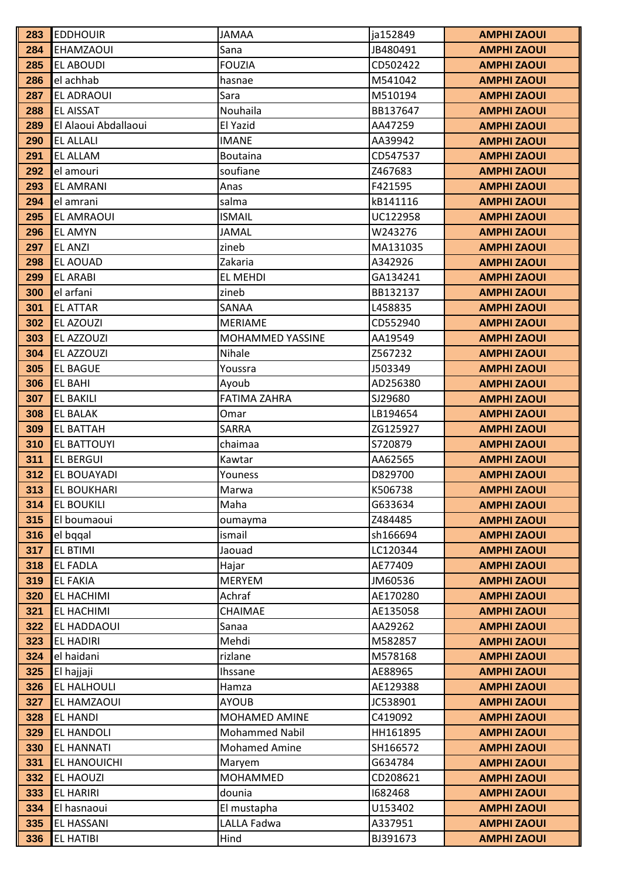| 283 | EDDHOUIR | JAMAA | ja152849 | AMPHI ZAOUI |
|---|---|---|---|---|
| 284 | EHAMZAOUI | Sana | JB480491 | AMPHI ZAOUI |
| 285 | EL ABOUDI | FOUZIA | CD502422 | AMPHI ZAOUI |
| 286 | el achhab | hasnae | M541042 | AMPHI ZAOUI |
| 287 | EL ADRAOUI | Sara | M510194 | AMPHI ZAOUI |
| 288 | EL AISSAT | Nouhaila | BB137647 | AMPHI ZAOUI |
| 289 | El Alaoui Abdallaoui | El Yazid | AA47259 | AMPHI ZAOUI |
| 290 | EL ALLALI | IMANE | AA39942 | AMPHI ZAOUI |
| 291 | EL ALLAM | Boutaina | CD547537 | AMPHI ZAOUI |
| 292 | el amouri | soufiane | Z467683 | AMPHI ZAOUI |
| 293 | EL AMRANI | Anas | F421595 | AMPHI ZAOUI |
| 294 | el amrani | salma | kB141116 | AMPHI ZAOUI |
| 295 | EL AMRAOUI | ISMAIL | UC122958 | AMPHI ZAOUI |
| 296 | EL AMYN | JAMAL | W243276 | AMPHI ZAOUI |
| 297 | EL ANZI | zineb | MA131035 | AMPHI ZAOUI |
| 298 | EL AOUAD | Zakaria | A342926 | AMPHI ZAOUI |
| 299 | EL ARABI | EL MEHDI | GA134241 | AMPHI ZAOUI |
| 300 | el arfani | zineb | BB132137 | AMPHI ZAOUI |
| 301 | EL ATTAR | SANAA | L458835 | AMPHI ZAOUI |
| 302 | EL AZOUZI | MERIAME | CD552940 | AMPHI ZAOUI |
| 303 | EL AZZOUZI | MOHAMMED YASSINE | AA19549 | AMPHI ZAOUI |
| 304 | EL AZZOUZI | Nihale | Z567232 | AMPHI ZAOUI |
| 305 | EL BAGUE | Youssra | J503349 | AMPHI ZAOUI |
| 306 | EL BAHI | Ayoub | AD256380 | AMPHI ZAOUI |
| 307 | EL BAKILI | FATIMA ZAHRA | SJ29680 | AMPHI ZAOUI |
| 308 | EL BALAK | Omar | LB194654 | AMPHI ZAOUI |
| 309 | EL BATTAH | SARRA | ZG125927 | AMPHI ZAOUI |
| 310 | EL BATTOUYI | chaimaa | S720879 | AMPHI ZAOUI |
| 311 | EL BERGUI | Kawtar | AA62565 | AMPHI ZAOUI |
| 312 | EL BOUAYADI | Youness | D829700 | AMPHI ZAOUI |
| 313 | EL BOUKHARI | Marwa | K506738 | AMPHI ZAOUI |
| 314 | EL BOUKILI | Maha | G633634 | AMPHI ZAOUI |
| 315 | El boumaoui | oumayma | Z484485 | AMPHI ZAOUI |
| 316 | el bqqal | ismail | sh166694 | AMPHI ZAOUI |
| 317 | EL BTIMI | Jaouad | LC120344 | AMPHI ZAOUI |
| 318 | EL FADLA | Hajar | AE77409 | AMPHI ZAOUI |
| 319 | EL FAKIA | MERYEM | JM60536 | AMPHI ZAOUI |
| 320 | EL HACHIMI | Achraf | AE170280 | AMPHI ZAOUI |
| 321 | EL HACHIMI | CHAIMAE | AE135058 | AMPHI ZAOUI |
| 322 | EL HADDAOUI | Sanaa | AA29262 | AMPHI ZAOUI |
| 323 | EL HADIRI | Mehdi | M582857 | AMPHI ZAOUI |
| 324 | el haidani | rizlane | M578168 | AMPHI ZAOUI |
| 325 | El hajjaji | Ihssane | AE88965 | AMPHI ZAOUI |
| 326 | EL HALHOULI | Hamza | AE129388 | AMPHI ZAOUI |
| 327 | EL HAMZAOUI | AYOUB | JC538901 | AMPHI ZAOUI |
| 328 | EL HANDI | MOHAMED AMINE | C419092 | AMPHI ZAOUI |
| 329 | EL HANDOLI | Mohammed Nabil | HH161895 | AMPHI ZAOUI |
| 330 | EL HANNATI | Mohamed Amine | SH166572 | AMPHI ZAOUI |
| 331 | EL HANOUICHI | Maryem | G634784 | AMPHI ZAOUI |
| 332 | EL HAOUZI | MOHAMMED | CD208621 | AMPHI ZAOUI |
| 333 | EL HARIRI | dounia | I682468 | AMPHI ZAOUI |
| 334 | El hasnaoui | El mustapha | U153402 | AMPHI ZAOUI |
| 335 | EL HASSANI | LALLA Fadwa | A337951 | AMPHI ZAOUI |
| 336 | EL HATIBI | Hind | BJ391673 | AMPHI ZAOUI |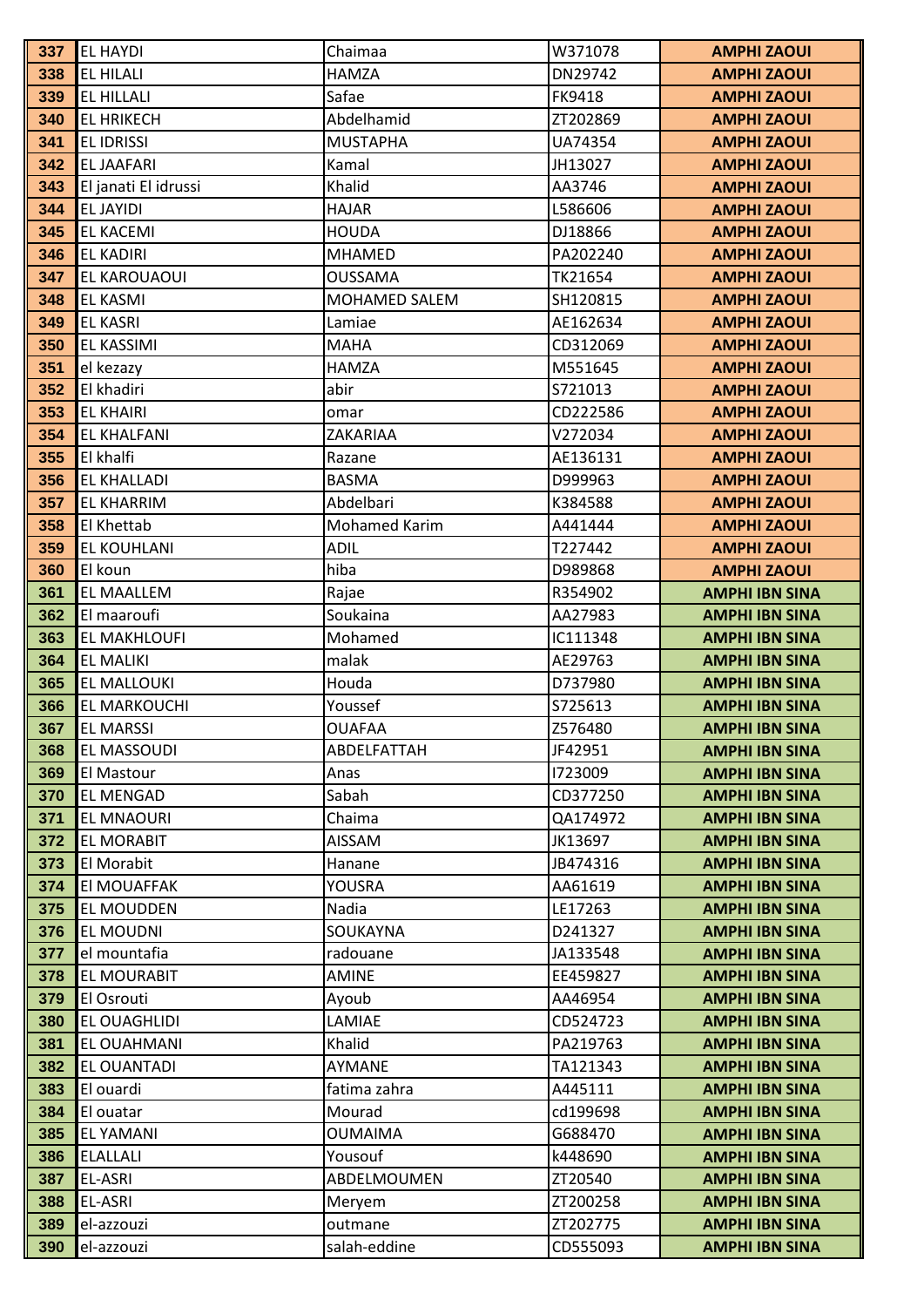| 337 | EL HAYDI | Chaimaa | W371078 | AMPHI ZAOUI |
|---|---|---|---|---|
| 338 | EL HILALI | HAMZA | DN29742 | AMPHI ZAOUI |
| 339 | EL HILLALI | Safae | FK9418 | AMPHI ZAOUI |
| 340 | EL HRIKECH | Abdelhamid | ZT202869 | AMPHI ZAOUI |
| 341 | EL IDRISSI | MUSTAPHA | UA74354 | AMPHI ZAOUI |
| 342 | EL JAAFARI | Kamal | JH13027 | AMPHI ZAOUI |
| 343 | El janati El idrussi | Khalid | AA3746 | AMPHI ZAOUI |
| 344 | EL JAYIDI | HAJAR | L586606 | AMPHI ZAOUI |
| 345 | EL KACEMI | HOUDA | DJ18866 | AMPHI ZAOUI |
| 346 | EL KADIRI | MHAMED | PA202240 | AMPHI ZAOUI |
| 347 | EL KAROUAOUI | OUSSAMA | TK21654 | AMPHI ZAOUI |
| 348 | EL KASMI | MOHAMED SALEM | SH120815 | AMPHI ZAOUI |
| 349 | EL KASRI | Lamiae | AE162634 | AMPHI ZAOUI |
| 350 | EL KASSIMI | MAHA | CD312069 | AMPHI ZAOUI |
| 351 | el kezazy | HAMZA | M551645 | AMPHI ZAOUI |
| 352 | El khadiri | abir | S721013 | AMPHI ZAOUI |
| 353 | EL KHAIRI | omar | CD222586 | AMPHI ZAOUI |
| 354 | EL KHALFANI | ZAKARIAA | V272034 | AMPHI ZAOUI |
| 355 | El khalfi | Razane | AE136131 | AMPHI ZAOUI |
| 356 | EL KHALLADI | BASMA | D999963 | AMPHI ZAOUI |
| 357 | EL KHARRIM | Abdelbari | K384588 | AMPHI ZAOUI |
| 358 | El Khettab | Mohamed Karim | A441444 | AMPHI ZAOUI |
| 359 | EL KOUHLANI | ADIL | T227442 | AMPHI ZAOUI |
| 360 | El koun | hiba | D989868 | AMPHI ZAOUI |
| 361 | EL MAALLEM | Rajae | R354902 | AMPHI IBN SINA |
| 362 | El maaroufi | Soukaina | AA27983 | AMPHI IBN SINA |
| 363 | EL MAKHLOUFI | Mohamed | IC111348 | AMPHI IBN SINA |
| 364 | EL MALIKI | malak | AE29763 | AMPHI IBN SINA |
| 365 | EL MALLOUKI | Houda | D737980 | AMPHI IBN SINA |
| 366 | EL MARKOUCHI | Youssef | S725613 | AMPHI IBN SINA |
| 367 | EL MARSSI | OUAFAA | Z576480 | AMPHI IBN SINA |
| 368 | EL MASSOUDI | ABDELFATTAH | JF42951 | AMPHI IBN SINA |
| 369 | El Mastour | Anas | I723009 | AMPHI IBN SINA |
| 370 | EL MENGAD | Sabah | CD377250 | AMPHI IBN SINA |
| 371 | EL MNAOURI | Chaima | QA174972 | AMPHI IBN SINA |
| 372 | EL MORABIT | AISSAM | JK13697 | AMPHI IBN SINA |
| 373 | El Morabit | Hanane | JB474316 | AMPHI IBN SINA |
| 374 | El MOUAFFAK | YOUSRA | AA61619 | AMPHI IBN SINA |
| 375 | EL MOUDDEN | Nadia | LE17263 | AMPHI IBN SINA |
| 376 | EL MOUDNI | SOUKAYNA | D241327 | AMPHI IBN SINA |
| 377 | el mountafia | radouane | JA133548 | AMPHI IBN SINA |
| 378 | EL MOURABIT | AMINE | EE459827 | AMPHI IBN SINA |
| 379 | El Osrouti | Ayoub | AA46954 | AMPHI IBN SINA |
| 380 | EL OUAGHLIDI | LAMIAE | CD524723 | AMPHI IBN SINA |
| 381 | EL OUAHMANI | Khalid | PA219763 | AMPHI IBN SINA |
| 382 | EL OUANTADI | AYMANE | TA121343 | AMPHI IBN SINA |
| 383 | El ouardi | fatima zahra | A445111 | AMPHI IBN SINA |
| 384 | El ouatar | Mourad | cd199698 | AMPHI IBN SINA |
| 385 | EL YAMANI | OUMAIMA | G688470 | AMPHI IBN SINA |
| 386 | ELALLALI | Yousouf | k448690 | AMPHI IBN SINA |
| 387 | EL-ASRI | ABDELMOUMEN | ZT20540 | AMPHI IBN SINA |
| 388 | EL-ASRI | Meryem | ZT200258 | AMPHI IBN SINA |
| 389 | el-azzouzi | outmane | ZT202775 | AMPHI IBN SINA |
| 390 | el-azzouzi | salah-eddine | CD555093 | AMPHI IBN SINA |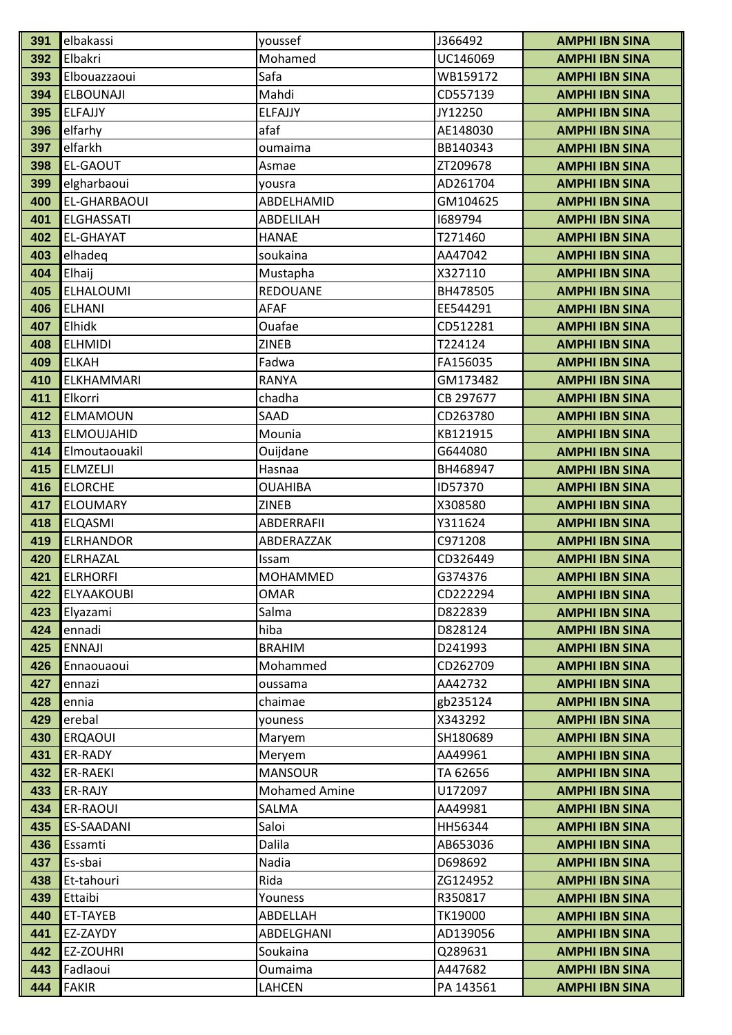| 391 | elbakassi | youssef | J366492 | **AMPHI IBN SINA** |
|---|---|---|---|---|
| 392 | Elbakri | Mohamed | UC146069 | **AMPHI IBN SINA** |
| 393 | Elbouazzaoui | Safa | WB159172 | **AMPHI IBN SINA** |
| 394 | ELBOUNAJI | Mahdi | CD557139 | **AMPHI IBN SINA** |
| 395 | ELFAJJY | ELFAJJY | JY12250 | **AMPHI IBN SINA** |
| 396 | elfarhy | afaf | AE148030 | **AMPHI IBN SINA** |
| 397 | elfarkh | oumaima | BB140343 | **AMPHI IBN SINA** |
| 398 | EL-GAOUT | Asmae | ZT209678 | **AMPHI IBN SINA** |
| 399 | elgharbaoui | yousra | AD261704 | **AMPHI IBN SINA** |
| 400 | EL-GHARBAOUI | ABDELHAMID | GM104625 | **AMPHI IBN SINA** |
| 401 | ELGHASSATI | ABDELILAH | I689794 | **AMPHI IBN SINA** |
| 402 | EL-GHAYAT | HANAE | T271460 | **AMPHI IBN SINA** |
| 403 | elhadeq | soukaina | AA47042 | **AMPHI IBN SINA** |
| 404 | Elhaij | Mustapha | X327110 | **AMPHI IBN SINA** |
| 405 | ELHALOUMI | REDOUANE | BH478505 | **AMPHI IBN SINA** |
| 406 | ELHANI | AFAF | EE544291 | **AMPHI IBN SINA** |
| 407 | Elhidk | Ouafae | CD512281 | **AMPHI IBN SINA** |
| 408 | ELHMIDI | ZINEB | T224124 | **AMPHI IBN SINA** |
| 409 | ELKAH | Fadwa | FA156035 | **AMPHI IBN SINA** |
| 410 | ELKHAMMARI | RANYA | GM173482 | **AMPHI IBN SINA** |
| 411 | Elkorri | chadha | CB 297677 | **AMPHI IBN SINA** |
| 412 | ELMAMOUN | SAAD | CD263780 | **AMPHI IBN SINA** |
| 413 | ELMOUJAHID | Mounia | KB121915 | **AMPHI IBN SINA** |
| 414 | Elmoutaouakil | Ouijdane | G644080 | **AMPHI IBN SINA** |
| 415 | ELMZELJI | Hasnaa | BH468947 | **AMPHI IBN SINA** |
| 416 | ELORCHE | OUAHIBA | ID57370 | **AMPHI IBN SINA** |
| 417 | ELOUMARY | ZINEB | X308580 | **AMPHI IBN SINA** |
| 418 | ELQASMI | ABDERRAFII | Y311624 | **AMPHI IBN SINA** |
| 419 | ELRHANDOR | ABDERAZZAK | C971208 | **AMPHI IBN SINA** |
| 420 | ELRHAZAL | Issam | CD326449 | **AMPHI IBN SINA** |
| 421 | ELRHORFI | MOHAMMED | G374376 | **AMPHI IBN SINA** |
| 422 | ELYAAKOUBI | OMAR | CD222294 | **AMPHI IBN SINA** |
| 423 | Elyazami | Salma | D822839 | **AMPHI IBN SINA** |
| 424 | ennadi | hiba | D828124 | **AMPHI IBN SINA** |
| 425 | ENNAJI | BRAHIM | D241993 | **AMPHI IBN SINA** |
| 426 | Ennaouaoui | Mohammed | CD262709 | **AMPHI IBN SINA** |
| 427 | ennazi | oussama | AA42732 | **AMPHI IBN SINA** |
| 428 | ennia | chaimae | gb235124 | **AMPHI IBN SINA** |
| 429 | erebal | youness | X343292 | **AMPHI IBN SINA** |
| 430 | ERQAOUI | Maryem | SH180689 | **AMPHI IBN SINA** |
| 431 | ER-RADY | Meryem | AA49961 | **AMPHI IBN SINA** |
| 432 | ER-RAEKI | MANSOUR | TA 62656 | **AMPHI IBN SINA** |
| 433 | ER-RAJY | Mohamed Amine | U172097 | **AMPHI IBN SINA** |
| 434 | ER-RAOUI | SALMA | AA49981 | **AMPHI IBN SINA** |
| 435 | ES-SAADANI | Saloi | HH56344 | **AMPHI IBN SINA** |
| 436 | Essamti | Dalila | AB653036 | **AMPHI IBN SINA** |
| 437 | Es-sbai | Nadia | D698692 | **AMPHI IBN SINA** |
| 438 | Et-tahouri | Rida | ZG124952 | **AMPHI IBN SINA** |
| 439 | Ettaibi | Youness | R350817 | **AMPHI IBN SINA** |
| 440 | ET-TAYEB | ABDELLAH | TK19000 | **AMPHI IBN SINA** |
| 441 | EZ-ZAYDY | ABDELGHANI | AD139056 | **AMPHI IBN SINA** |
| 442 | EZ-ZOUHRI | Soukaina | Q289631 | **AMPHI IBN SINA** |
| 443 | Fadlaoui | Oumaima | A447682 | **AMPHI IBN SINA** |
| 444 | FAKIR | LAHCEN | PA 143561 | **AMPHI IBN SINA** |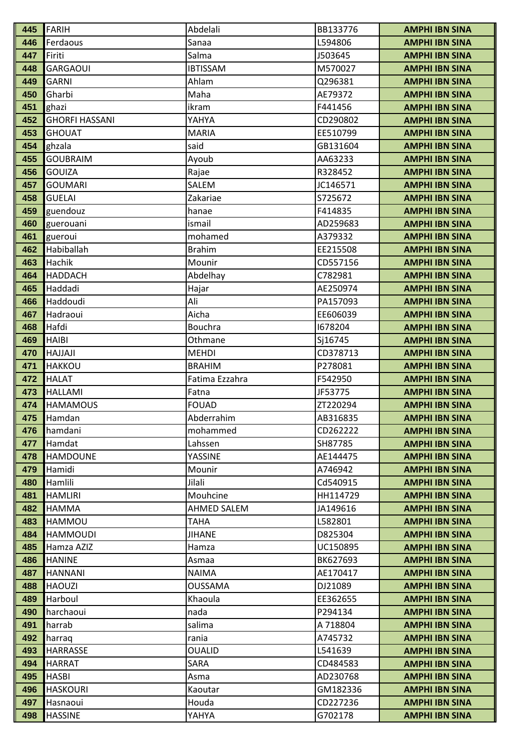| 445 | FARIH | Abdelali | BB133776 | AMPHI IBN SINA |
|---|---|---|---|---|
| 446 | Ferdaous | Sanaa | L594806 | AMPHI IBN SINA |
| 447 | Firiti | Salma | J503645 | AMPHI IBN SINA |
| 448 | GARGAOUI | IBTISSAM | M570027 | AMPHI IBN SINA |
| 449 | GARNI | Ahlam | Q296381 | AMPHI IBN SINA |
| 450 | Gharbi | Maha | AE79372 | AMPHI IBN SINA |
| 451 | ghazi | ikram | F441456 | AMPHI IBN SINA |
| 452 | GHORFI HASSANI | YAHYA | CD290802 | AMPHI IBN SINA |
| 453 | GHOUAT | MARIA | EE510799 | AMPHI IBN SINA |
| 454 | ghzala | said | GB131604 | AMPHI IBN SINA |
| 455 | GOUBRAIM | Ayoub | AA63233 | AMPHI IBN SINA |
| 456 | GOUIZA | Rajae | R328452 | AMPHI IBN SINA |
| 457 | GOUMARI | SALEM | JC146571 | AMPHI IBN SINA |
| 458 | GUELAI | Zakariae | S725672 | AMPHI IBN SINA |
| 459 | guendouz | hanae | F414835 | AMPHI IBN SINA |
| 460 | guerouani | ismail | AD259683 | AMPHI IBN SINA |
| 461 | gueroui | mohamed | A379332 | AMPHI IBN SINA |
| 462 | Habiballah | Brahim | EE215508 | AMPHI IBN SINA |
| 463 | Hachik | Mounir | CD557156 | AMPHI IBN SINA |
| 464 | HADDACH | Abdelhay | C782981 | AMPHI IBN SINA |
| 465 | Haddadi | Hajar | AE250974 | AMPHI IBN SINA |
| 466 | Haddoudi | Ali | PA157093 | AMPHI IBN SINA |
| 467 | Hadraoui | Aicha | EE606039 | AMPHI IBN SINA |
| 468 | Hafdi | Bouchra | I678204 | AMPHI IBN SINA |
| 469 | HAIBI | Othmane | Sj16745 | AMPHI IBN SINA |
| 470 | HAJJAJI | MEHDI | CD378713 | AMPHI IBN SINA |
| 471 | HAKKOU | BRAHIM | P278081 | AMPHI IBN SINA |
| 472 | HALAT | Fatima Ezzahra | F542950 | AMPHI IBN SINA |
| 473 | HALLAMI | Fatna | JF53775 | AMPHI IBN SINA |
| 474 | HAMAMOUS | FOUAD | ZT220294 | AMPHI IBN SINA |
| 475 | Hamdan | Abderrahim | AB316835 | AMPHI IBN SINA |
| 476 | hamdani | mohammed | CD262222 | AMPHI IBN SINA |
| 477 | Hamdat | Lahssen | SH87785 | AMPHI IBN SINA |
| 478 | HAMDOUNE | YASSINE | AE144475 | AMPHI IBN SINA |
| 479 | Hamidi | Mounir | A746942 | AMPHI IBN SINA |
| 480 | Hamlili | Jilali | Cd540915 | AMPHI IBN SINA |
| 481 | HAMLIRI | Mouhcine | HH114729 | AMPHI IBN SINA |
| 482 | HAMMA | AHMED SALEM | JA149616 | AMPHI IBN SINA |
| 483 | HAMMOU | TAHA | L582801 | AMPHI IBN SINA |
| 484 | HAMMOUDI | JIHANE | D825304 | AMPHI IBN SINA |
| 485 | Hamza AZIZ | Hamza | UC150895 | AMPHI IBN SINA |
| 486 | HANINE | Asmaa | BK627693 | AMPHI IBN SINA |
| 487 | HANNANI | NAIMA | AE170417 | AMPHI IBN SINA |
| 488 | HAOUZI | OUSSAMA | DJ21089 | AMPHI IBN SINA |
| 489 | Harboul | Khaoula | EE362655 | AMPHI IBN SINA |
| 490 | harchaoui | nada | P294134 | AMPHI IBN SINA |
| 491 | harrab | salima | A 718804 | AMPHI IBN SINA |
| 492 | harraq | rania | A745732 | AMPHI IBN SINA |
| 493 | HARRASSE | OUALID | L541639 | AMPHI IBN SINA |
| 494 | HARRAT | SARA | CD484583 | AMPHI IBN SINA |
| 495 | HASBI | Asma | AD230768 | AMPHI IBN SINA |
| 496 | HASKOURI | Kaoutar | GM182336 | AMPHI IBN SINA |
| 497 | Hasnaoui | Houda | CD227236 | AMPHI IBN SINA |
| 498 | HASSINE | YAHYA | G702178 | AMPHI IBN SINA |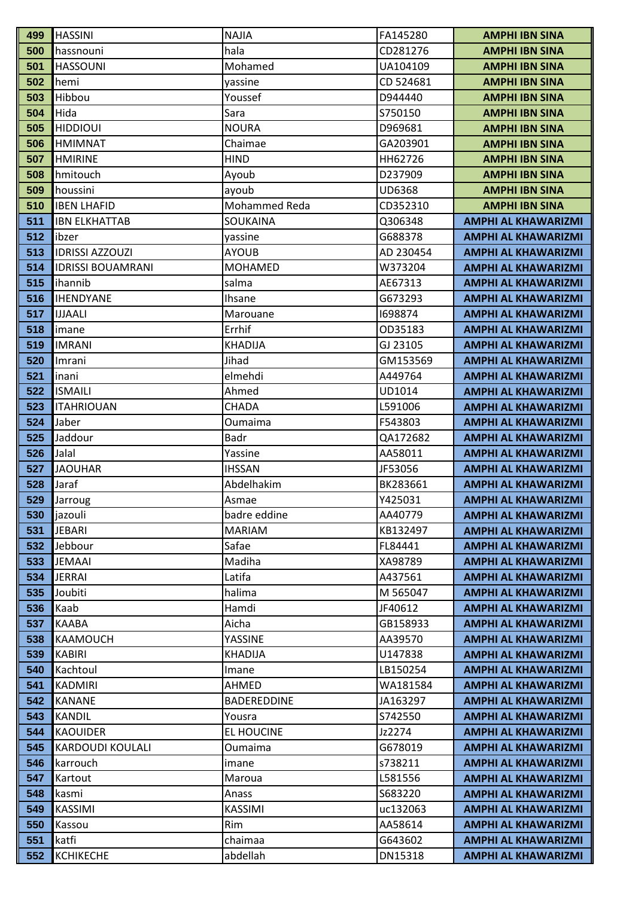| 499 | HASSINI | NAJIA | FA145280 | AMPHI IBN SINA |
|---|---|---|---|---|
| 500 | hassnouni | hala | CD281276 | AMPHI IBN SINA |
| 501 | HASSOUNI | Mohamed | UA104109 | AMPHI IBN SINA |
| 502 | hemi | yassine | CD 524681 | AMPHI IBN SINA |
| 503 | Hibbou | Youssef | D944440 | AMPHI IBN SINA |
| 504 | Hida | Sara | S750150 | AMPHI IBN SINA |
| 505 | HIDDIOUI | NOURA | D969681 | AMPHI IBN SINA |
| 506 | HMIMNAT | Chaimae | GA203901 | AMPHI IBN SINA |
| 507 | HMIRINE | HIND | HH62726 | AMPHI IBN SINA |
| 508 | hmitouch | Ayoub | D237909 | AMPHI IBN SINA |
| 509 | houssini | ayoub | UD6368 | AMPHI IBN SINA |
| 510 | IBEN LHAFID | Mohammed Reda | CD352310 | AMPHI IBN SINA |
| 511 | IBN ELKHATTAB | SOUKAINA | Q306348 | AMPHI AL KHAWARIZMI |
| 512 | ibzer | yassine | G688378 | AMPHI AL KHAWARIZMI |
| 513 | IDRISSI AZZOUZI | AYOUB | AD 230454 | AMPHI AL KHAWARIZMI |
| 514 | IDRISSI BOUAMRANI | MOHAMED | W373204 | AMPHI AL KHAWARIZMI |
| 515 | ihannib | salma | AE67313 | AMPHI AL KHAWARIZMI |
| 516 | IHENDYANE | Ihsane | G673293 | AMPHI AL KHAWARIZMI |
| 517 | IJJAALI | Marouane | I698874 | AMPHI AL KHAWARIZMI |
| 518 | imane | Errhif | OD35183 | AMPHI AL KHAWARIZMI |
| 519 | IMRANI | KHADIJA | GJ 23105 | AMPHI AL KHAWARIZMI |
| 520 | Imrani | Jihad | GM153569 | AMPHI AL KHAWARIZMI |
| 521 | inani | elmehdi | A449764 | AMPHI AL KHAWARIZMI |
| 522 | ISMAILI | Ahmed | UD1014 | AMPHI AL KHAWARIZMI |
| 523 | ITAHRIOUAN | CHADA | L591006 | AMPHI AL KHAWARIZMI |
| 524 | Jaber | Oumaima | F543803 | AMPHI AL KHAWARIZMI |
| 525 | Jaddour | Badr | QA172682 | AMPHI AL KHAWARIZMI |
| 526 | Jalal | Yassine | AA58011 | AMPHI AL KHAWARIZMI |
| 527 | JAOUHAR | IHSSAN | JF53056 | AMPHI AL KHAWARIZMI |
| 528 | Jaraf | Abdelhakim | BK283661 | AMPHI AL KHAWARIZMI |
| 529 | Jarroug | Asmae | Y425031 | AMPHI AL KHAWARIZMI |
| 530 | jazouli | badre eddine | AA40779 | AMPHI AL KHAWARIZMI |
| 531 | JEBARI | MARIAM | KB132497 | AMPHI AL KHAWARIZMI |
| 532 | Jebbour | Safae | FL84441 | AMPHI AL KHAWARIZMI |
| 533 | JEMAAI | Madiha | XA98789 | AMPHI AL KHAWARIZMI |
| 534 | JERRAI | Latifa | A437561 | AMPHI AL KHAWARIZMI |
| 535 | Joubiti | halima | M 565047 | AMPHI AL KHAWARIZMI |
| 536 | Kaab | Hamdi | JF40612 | AMPHI AL KHAWARIZMI |
| 537 | KAABA | Aicha | GB158933 | AMPHI AL KHAWARIZMI |
| 538 | KAAMOUCH | YASSINE | AA39570 | AMPHI AL KHAWARIZMI |
| 539 | KABIRI | KHADIJA | U147838 | AMPHI AL KHAWARIZMI |
| 540 | Kachtoul | Imane | LB150254 | AMPHI AL KHAWARIZMI |
| 541 | KADMIRI | AHMED | WA181584 | AMPHI AL KHAWARIZMI |
| 542 | KANANE | BADEREDDINE | JA163297 | AMPHI AL KHAWARIZMI |
| 543 | KANDIL | Yousra | S742550 | AMPHI AL KHAWARIZMI |
| 544 | KAOUIDER | EL HOUCINE | Jz2274 | AMPHI AL KHAWARIZMI |
| 545 | KARDOUDI KOULALI | Oumaima | G678019 | AMPHI AL KHAWARIZMI |
| 546 | karrouch | imane | s738211 | AMPHI AL KHAWARIZMI |
| 547 | Kartout | Maroua | L581556 | AMPHI AL KHAWARIZMI |
| 548 | kasmi | Anass | S683220 | AMPHI AL KHAWARIZMI |
| 549 | KASSIMI | KASSIMI | uc132063 | AMPHI AL KHAWARIZMI |
| 550 | Kassou | Rim | AA58614 | AMPHI AL KHAWARIZMI |
| 551 | katfi | chaimaa | G643602 | AMPHI AL KHAWARIZMI |
| 552 | KCHIKECHE | abdellah | DN15318 | AMPHI AL KHAWARIZMI |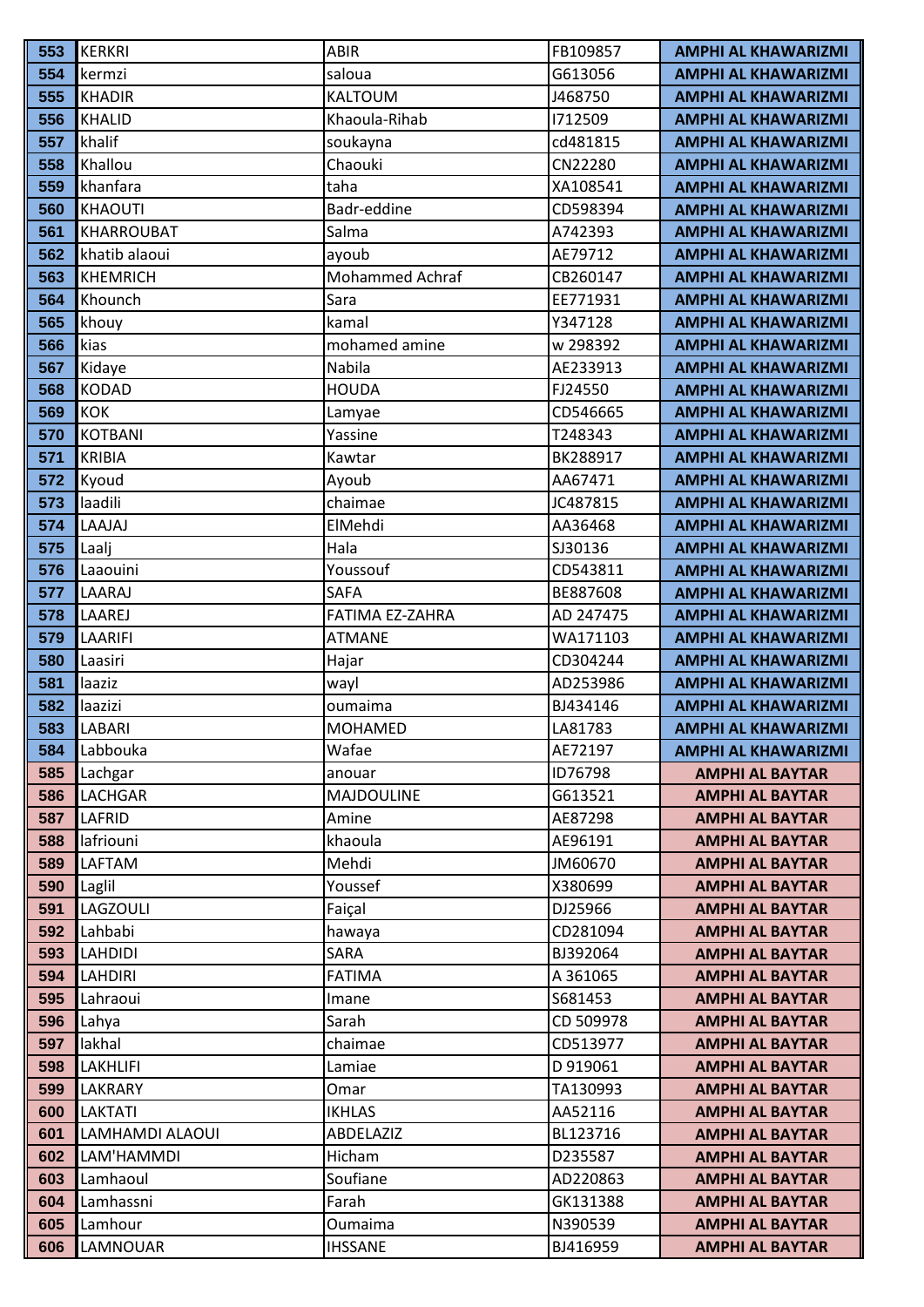| 553 | KERKRI | ABIR | FB109857 | AMPHI AL KHAWARIZMI |
|---|---|---|---|---|
| 554 | kermzi | saloua | G613056 | AMPHI AL KHAWARIZMI |
| 555 | KHADIR | KALTOUM | J468750 | AMPHI AL KHAWARIZMI |
| 556 | KHALID | Khaoula-Rihab | I712509 | AMPHI AL KHAWARIZMI |
| 557 | khalif | soukayna | cd481815 | AMPHI AL KHAWARIZMI |
| 558 | Khallou | Chaouki | CN22280 | AMPHI AL KHAWARIZMI |
| 559 | khanfara | taha | XA108541 | AMPHI AL KHAWARIZMI |
| 560 | KHAOUTI | Badr-eddine | CD598394 | AMPHI AL KHAWARIZMI |
| 561 | KHARROUBAT | Salma | A742393 | AMPHI AL KHAWARIZMI |
| 562 | khatib alaoui | ayoub | AE79712 | AMPHI AL KHAWARIZMI |
| 563 | KHEMRICH | Mohammed Achraf | CB260147 | AMPHI AL KHAWARIZMI |
| 564 | Khounch | Sara | EE771931 | AMPHI AL KHAWARIZMI |
| 565 | khouy | kamal | Y347128 | AMPHI AL KHAWARIZMI |
| 566 | kias | mohamed amine | w 298392 | AMPHI AL KHAWARIZMI |
| 567 | Kidaye | Nabila | AE233913 | AMPHI AL KHAWARIZMI |
| 568 | KODAD | HOUDA | FJ24550 | AMPHI AL KHAWARIZMI |
| 569 | KOK | Lamyae | CD546665 | AMPHI AL KHAWARIZMI |
| 570 | KOTBANI | Yassine | T248343 | AMPHI AL KHAWARIZMI |
| 571 | KRIBIA | Kawtar | BK288917 | AMPHI AL KHAWARIZMI |
| 572 | Kyoud | Ayoub | AA67471 | AMPHI AL KHAWARIZMI |
| 573 | laadili | chaimae | JC487815 | AMPHI AL KHAWARIZMI |
| 574 | LAAJAJ | ElMehdi | AA36468 | AMPHI AL KHAWARIZMI |
| 575 | Laalj | Hala | SJ30136 | AMPHI AL KHAWARIZMI |
| 576 | Laaouini | Youssouf | CD543811 | AMPHI AL KHAWARIZMI |
| 577 | LAARAJ | SAFA | BE887608 | AMPHI AL KHAWARIZMI |
| 578 | LAAREJ | FATIMA EZ-ZAHRA | AD 247475 | AMPHI AL KHAWARIZMI |
| 579 | LAARIFI | ATMANE | WA171103 | AMPHI AL KHAWARIZMI |
| 580 | Laasiri | Hajar | CD304244 | AMPHI AL KHAWARIZMI |
| 581 | laaziz | wayl | AD253986 | AMPHI AL KHAWARIZMI |
| 582 | laazizi | oumaima | BJ434146 | AMPHI AL KHAWARIZMI |
| 583 | LABARI | MOHAMED | LA81783 | AMPHI AL KHAWARIZMI |
| 584 | Labbouka | Wafae | AE72197 | AMPHI AL KHAWARIZMI |
| 585 | Lachgar | anouar | ID76798 | AMPHI AL BAYTAR |
| 586 | LACHGAR | MAJDOULINE | G613521 | AMPHI AL BAYTAR |
| 587 | LAFRID | Amine | AE87298 | AMPHI AL BAYTAR |
| 588 | lafriouni | khaoula | AE96191 | AMPHI AL BAYTAR |
| 589 | LAFTAM | Mehdi | JM60670 | AMPHI AL BAYTAR |
| 590 | Laglil | Youssef | X380699 | AMPHI AL BAYTAR |
| 591 | LAGZOULI | Faiçal | DJ25966 | AMPHI AL BAYTAR |
| 592 | Lahbabi | hawaya | CD281094 | AMPHI AL BAYTAR |
| 593 | LAHDIDI | SARA | BJ392064 | AMPHI AL BAYTAR |
| 594 | LAHDIRI | FATIMA | A 361065 | AMPHI AL BAYTAR |
| 595 | Lahraoui | Imane | S681453 | AMPHI AL BAYTAR |
| 596 | Lahya | Sarah | CD 509978 | AMPHI AL BAYTAR |
| 597 | lakhal | chaimae | CD513977 | AMPHI AL BAYTAR |
| 598 | LAKHLIFI | Lamiae | D 919061 | AMPHI AL BAYTAR |
| 599 | LAKRARY | Omar | TA130993 | AMPHI AL BAYTAR |
| 600 | LAKTATI | IKHLAS | AA52116 | AMPHI AL BAYTAR |
| 601 | LAMHAMDI ALAOUI | ABDELAZIZ | BL123716 | AMPHI AL BAYTAR |
| 602 | LAM'HAMMDI | Hicham | D235587 | AMPHI AL BAYTAR |
| 603 | Lamhaoul | Soufiane | AD220863 | AMPHI AL BAYTAR |
| 604 | Lamhassni | Farah | GK131388 | AMPHI AL BAYTAR |
| 605 | Lamhour | Oumaima | N390539 | AMPHI AL BAYTAR |
| 606 | LAMNOUAR | IHSSANE | BJ416959 | AMPHI AL BAYTAR |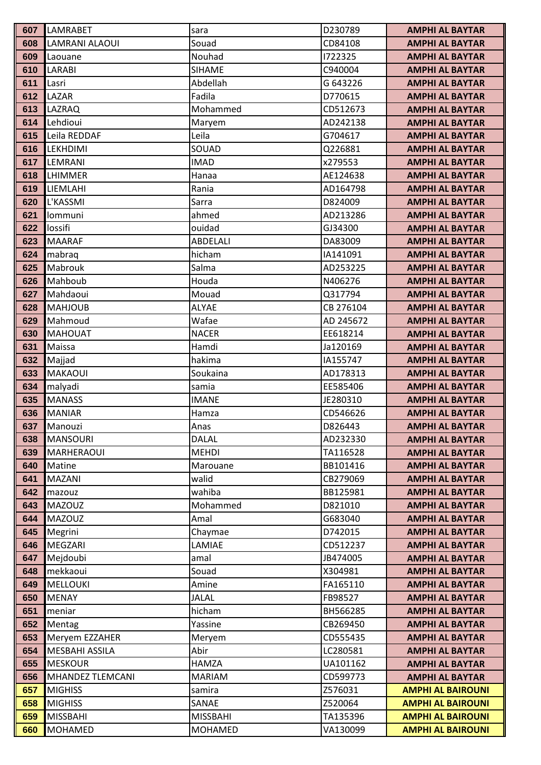| | | | | |
|---|---|---|---|---|
| 607 | LAMRABET | sara | D230789 | AMPHI AL BAYTAR |
| 608 | LAMRANI ALAOUI | Souad | CD84108 | AMPHI AL BAYTAR |
| 609 | Laouane | Nouhad | I722325 | AMPHI AL BAYTAR |
| 610 | LARABI | SIHAME | C940004 | AMPHI AL BAYTAR |
| 611 | Lasri | Abdellah | G 643226 | AMPHI AL BAYTAR |
| 612 | LAZAR | Fadila | D770615 | AMPHI AL BAYTAR |
| 613 | LAZRAQ | Mohammed | CD512673 | AMPHI AL BAYTAR |
| 614 | Lehdioui | Maryem | AD242138 | AMPHI AL BAYTAR |
| 615 | Leila REDDAF | Leila | G704617 | AMPHI AL BAYTAR |
| 616 | LEKHDIMI | SOUAD | Q226881 | AMPHI AL BAYTAR |
| 617 | LEMRANI | IMAD | x279553 | AMPHI AL BAYTAR |
| 618 | LHIMMER | Hanaa | AE124638 | AMPHI AL BAYTAR |
| 619 | LIEMLAHI | Rania | AD164798 | AMPHI AL BAYTAR |
| 620 | L'KASSMI | Sarra | D824009 | AMPHI AL BAYTAR |
| 621 | lommuni | ahmed | AD213286 | AMPHI AL BAYTAR |
| 622 | lossifi | ouidad | GJ34300 | AMPHI AL BAYTAR |
| 623 | MAARAF | ABDELALI | DA83009 | AMPHI AL BAYTAR |
| 624 | mabraq | hicham | IA141091 | AMPHI AL BAYTAR |
| 625 | Mabrouk | Salma | AD253225 | AMPHI AL BAYTAR |
| 626 | Mahboub | Houda | N406276 | AMPHI AL BAYTAR |
| 627 | Mahdaoui | Mouad | Q317794 | AMPHI AL BAYTAR |
| 628 | MAHJOUB | ALYAE | CB 276104 | AMPHI AL BAYTAR |
| 629 | Mahmoud | Wafae | AD 245672 | AMPHI AL BAYTAR |
| 630 | MAHOUAT | NACER | EE618214 | AMPHI AL BAYTAR |
| 631 | Maissa | Hamdi | Ja120169 | AMPHI AL BAYTAR |
| 632 | Majjad | hakima | IA155747 | AMPHI AL BAYTAR |
| 633 | MAKAOUI | Soukaina | AD178313 | AMPHI AL BAYTAR |
| 634 | malyadi | samia | EE585406 | AMPHI AL BAYTAR |
| 635 | MANASS | IMANE | JE280310 | AMPHI AL BAYTAR |
| 636 | MANIAR | Hamza | CD546626 | AMPHI AL BAYTAR |
| 637 | Manouzi | Anas | D826443 | AMPHI AL BAYTAR |
| 638 | MANSOURI | DALAL | AD232330 | AMPHI AL BAYTAR |
| 639 | MARHERAOUI | MEHDI | TA116528 | AMPHI AL BAYTAR |
| 640 | Matine | Marouane | BB101416 | AMPHI AL BAYTAR |
| 641 | MAZANI | walid | CB279069 | AMPHI AL BAYTAR |
| 642 | mazouz | wahiba | BB125981 | AMPHI AL BAYTAR |
| 643 | MAZOUZ | Mohammed | D821010 | AMPHI AL BAYTAR |
| 644 | MAZOUZ | Amal | G683040 | AMPHI AL BAYTAR |
| 645 | Megrini | Chaymae | D742015 | AMPHI AL BAYTAR |
| 646 | MEGZARI | LAMIAE | CD512237 | AMPHI AL BAYTAR |
| 647 | Mejdoubi | amal | JB474005 | AMPHI AL BAYTAR |
| 648 | mekkaoui | Souad | X304981 | AMPHI AL BAYTAR |
| 649 | MELLOUKI | Amine | FA165110 | AMPHI AL BAYTAR |
| 650 | MENAY | JALAL | FB98527 | AMPHI AL BAYTAR |
| 651 | meniar | hicham | BH566285 | AMPHI AL BAYTAR |
| 652 | Mentag | Yassine | CB269450 | AMPHI AL BAYTAR |
| 653 | Meryem EZZAHER | Meryem | CD555435 | AMPHI AL BAYTAR |
| 654 | MESBAHI ASSILA | Abir | LC280581 | AMPHI AL BAYTAR |
| 655 | MESKOUR | HAMZA | UA101162 | AMPHI AL BAYTAR |
| 656 | MHANDEZ TLEMCANI | MARIAM | CD599773 | AMPHI AL BAYTAR |
| 657 | MIGHISS | samira | Z576031 | AMPHI AL BAIROUNI |
| 658 | MIGHISS | SANAE | Z520064 | AMPHI AL BAIROUNI |
| 659 | MISSBAHI | MISSBAHI | TA135396 | AMPHI AL BAIROUNI |
| 660 | MOHAMED | MOHAMED | VA130099 | AMPHI AL BAIROUNI |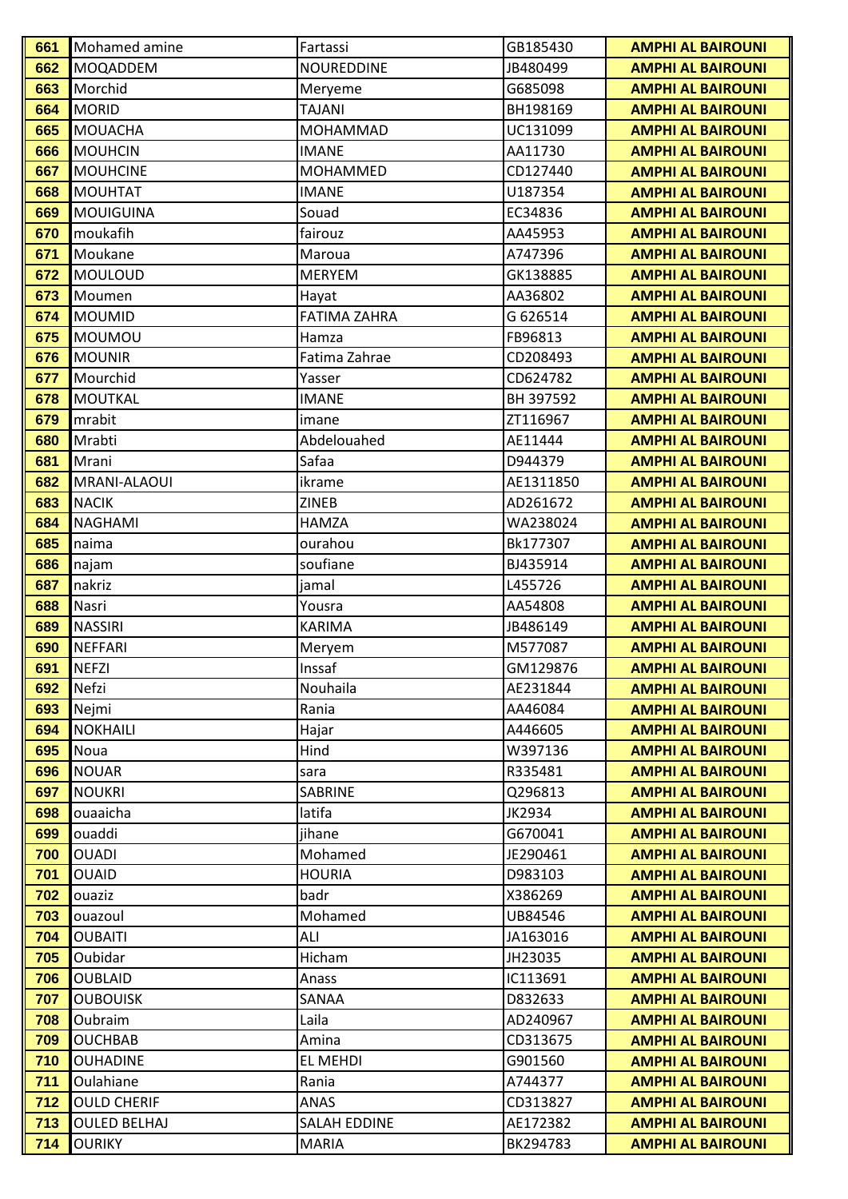| 661 | Mohamed amine | Fartassi | GB185430 | AMPHI AL BAIROUNI |
|---|---|---|---|---|
| 662 | MOQADDEM | NOUREDDINE | JB480499 | AMPHI AL BAIROUNI |
| 663 | Morchid | Meryeme | G685098 | AMPHI AL BAIROUNI |
| 664 | MORID | TAJANI | BH198169 | AMPHI AL BAIROUNI |
| 665 | MOUACHA | MOHAMMAD | UC131099 | AMPHI AL BAIROUNI |
| 666 | MOUHCIN | IMANE | AA11730 | AMPHI AL BAIROUNI |
| 667 | MOUHCINE | MOHAMMED | CD127440 | AMPHI AL BAIROUNI |
| 668 | MOUHTAT | IMANE | U187354 | AMPHI AL BAIROUNI |
| 669 | MOUIGUINA | Souad | EC34836 | AMPHI AL BAIROUNI |
| 670 | moukafih | fairouz | AA45953 | AMPHI AL BAIROUNI |
| 671 | Moukane | Maroua | A747396 | AMPHI AL BAIROUNI |
| 672 | MOULOUD | MERYEM | GK138885 | AMPHI AL BAIROUNI |
| 673 | Moumen | Hayat | AA36802 | AMPHI AL BAIROUNI |
| 674 | MOUMID | FATIMA ZAHRA | G 626514 | AMPHI AL BAIROUNI |
| 675 | MOUMOU | Hamza | FB96813 | AMPHI AL BAIROUNI |
| 676 | MOUNIR | Fatima Zahrae | CD208493 | AMPHI AL BAIROUNI |
| 677 | Mourchid | Yasser | CD624782 | AMPHI AL BAIROUNI |
| 678 | MOUTKAL | IMANE | BH 397592 | AMPHI AL BAIROUNI |
| 679 | mrabit | imane | ZT116967 | AMPHI AL BAIROUNI |
| 680 | Mrabti | Abdelouahed | AE11444 | AMPHI AL BAIROUNI |
| 681 | Mrani | Safaa | D944379 | AMPHI AL BAIROUNI |
| 682 | MRANI-ALAOUI | ikrame | AE1311850 | AMPHI AL BAIROUNI |
| 683 | NACIK | ZINEB | AD261672 | AMPHI AL BAIROUNI |
| 684 | NAGHAMI | HAMZA | WA238024 | AMPHI AL BAIROUNI |
| 685 | naima | ourahou | Bk177307 | AMPHI AL BAIROUNI |
| 686 | najam | soufiane | BJ435914 | AMPHI AL BAIROUNI |
| 687 | nakriz | jamal | L455726 | AMPHI AL BAIROUNI |
| 688 | Nasri | Yousra | AA54808 | AMPHI AL BAIROUNI |
| 689 | NASSIRI | KARIMA | JB486149 | AMPHI AL BAIROUNI |
| 690 | NEFFARI | Meryem | M577087 | AMPHI AL BAIROUNI |
| 691 | NEFZI | Inssaf | GM129876 | AMPHI AL BAIROUNI |
| 692 | Nefzi | Nouhaila | AE231844 | AMPHI AL BAIROUNI |
| 693 | Nejmi | Rania | AA46084 | AMPHI AL BAIROUNI |
| 694 | NOKHAILI | Hajar | A446605 | AMPHI AL BAIROUNI |
| 695 | Noua | Hind | W397136 | AMPHI AL BAIROUNI |
| 696 | NOUAR | sara | R335481 | AMPHI AL BAIROUNI |
| 697 | NOUKRI | SABRINE | Q296813 | AMPHI AL BAIROUNI |
| 698 | ouaaicha | latifa | JK2934 | AMPHI AL BAIROUNI |
| 699 | ouaddi | jihane | G670041 | AMPHI AL BAIROUNI |
| 700 | OUADI | Mohamed | JE290461 | AMPHI AL BAIROUNI |
| 701 | OUAID | HOURIA | D983103 | AMPHI AL BAIROUNI |
| 702 | ouaziz | badr | X386269 | AMPHI AL BAIROUNI |
| 703 | ouazoul | Mohamed | UB84546 | AMPHI AL BAIROUNI |
| 704 | OUBAITI | ALI | JA163016 | AMPHI AL BAIROUNI |
| 705 | Oubidar | Hicham | JH23035 | AMPHI AL BAIROUNI |
| 706 | OUBLAID | Anass | IC113691 | AMPHI AL BAIROUNI |
| 707 | OUBOUISK | SANAA | D832633 | AMPHI AL BAIROUNI |
| 708 | Oubraim | Laila | AD240967 | AMPHI AL BAIROUNI |
| 709 | OUCHBAB | Amina | CD313675 | AMPHI AL BAIROUNI |
| 710 | OUHADINE | EL MEHDI | G901560 | AMPHI AL BAIROUNI |
| 711 | Oulahiane | Rania | A744377 | AMPHI AL BAIROUNI |
| 712 | OULD CHERIF | ANAS | CD313827 | AMPHI AL BAIROUNI |
| 713 | OULED BELHAJ | SALAH EDDINE | AE172382 | AMPHI AL BAIROUNI |
| 714 | OURIKY | MARIA | BK294783 | AMPHI AL BAIROUNI |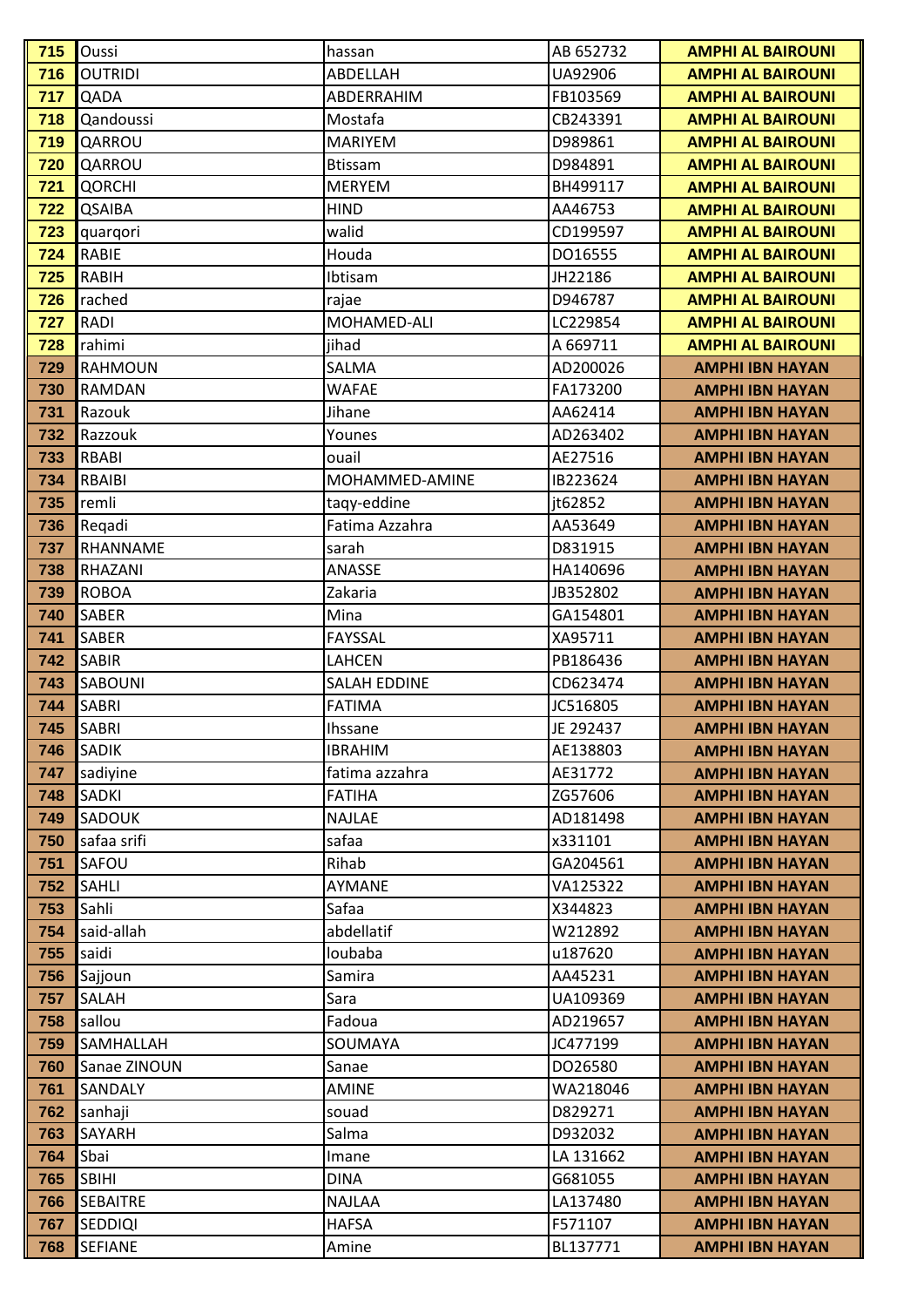| 715 | Oussi | hassan | AB 652732 | AMPHI AL BAIROUNI |
|---|---|---|---|---|
| 716 | OUTRIDI | ABDELLAH | UA92906 | AMPHI AL BAIROUNI |
| 717 | QADA | ABDERRAHIM | FB103569 | AMPHI AL BAIROUNI |
| 718 | Qandoussi | Mostafa | CB243391 | AMPHI AL BAIROUNI |
| 719 | QARROU | MARIYEM | D989861 | AMPHI AL BAIROUNI |
| 720 | QARROU | Btissam | D984891 | AMPHI AL BAIROUNI |
| 721 | QORCHI | MERYEM | BH499117 | AMPHI AL BAIROUNI |
| 722 | QSAIBA | HIND | AA46753 | AMPHI AL BAIROUNI |
| 723 | quarqori | walid | CD199597 | AMPHI AL BAIROUNI |
| 724 | RABIE | Houda | DO16555 | AMPHI AL BAIROUNI |
| 725 | RABIH | Ibtisam | JH22186 | AMPHI AL BAIROUNI |
| 726 | rached | rajae | D946787 | AMPHI AL BAIROUNI |
| 727 | RADI | MOHAMED-ALI | LC229854 | AMPHI AL BAIROUNI |
| 728 | rahimi | jihad | A 669711 | AMPHI AL BAIROUNI |
| 729 | RAHMOUN | SALMA | AD200026 | AMPHI IBN HAYAN |
| 730 | RAMDAN | WAFAE | FA173200 | AMPHI IBN HAYAN |
| 731 | Razouk | Jihane | AA62414 | AMPHI IBN HAYAN |
| 732 | Razzouk | Younes | AD263402 | AMPHI IBN HAYAN |
| 733 | RBABI | ouail | AE27516 | AMPHI IBN HAYAN |
| 734 | RBAIBI | MOHAMMED-AMINE | IB223624 | AMPHI IBN HAYAN |
| 735 | remli | taqy-eddine | jt62852 | AMPHI IBN HAYAN |
| 736 | Reqadi | Fatima Azzahra | AA53649 | AMPHI IBN HAYAN |
| 737 | RHANNAME | sarah | D831915 | AMPHI IBN HAYAN |
| 738 | RHAZANI | ANASSE | HA140696 | AMPHI IBN HAYAN |
| 739 | ROBOA | Zakaria | JB352802 | AMPHI IBN HAYAN |
| 740 | SABER | Mina | GA154801 | AMPHI IBN HAYAN |
| 741 | SABER | FAYSSAL | XA95711 | AMPHI IBN HAYAN |
| 742 | SABIR | LAHCEN | PB186436 | AMPHI IBN HAYAN |
| 743 | SABOUNI | SALAH EDDINE | CD623474 | AMPHI IBN HAYAN |
| 744 | SABRI | FATIMA | JC516805 | AMPHI IBN HAYAN |
| 745 | SABRI | Ihssane | JE 292437 | AMPHI IBN HAYAN |
| 746 | SADIK | IBRAHIM | AE138803 | AMPHI IBN HAYAN |
| 747 | sadiyine | fatima azzahra | AE31772 | AMPHI IBN HAYAN |
| 748 | SADKI | FATIHA | ZG57606 | AMPHI IBN HAYAN |
| 749 | SADOUK | NAJLAE | AD181498 | AMPHI IBN HAYAN |
| 750 | safaa srifi | safaa | x331101 | AMPHI IBN HAYAN |
| 751 | SAFOU | Rihab | GA204561 | AMPHI IBN HAYAN |
| 752 | SAHLI | AYMANE | VA125322 | AMPHI IBN HAYAN |
| 753 | Sahli | Safaa | X344823 | AMPHI IBN HAYAN |
| 754 | said-allah | abdellatif | W212892 | AMPHI IBN HAYAN |
| 755 | saidi | loubaba | u187620 | AMPHI IBN HAYAN |
| 756 | Sajjoun | Samira | AA45231 | AMPHI IBN HAYAN |
| 757 | SALAH | Sara | UA109369 | AMPHI IBN HAYAN |
| 758 | sallou | Fadoua | AD219657 | AMPHI IBN HAYAN |
| 759 | SAMHALLAH | SOUMAYA | JC477199 | AMPHI IBN HAYAN |
| 760 | Sanae ZINOUN | Sanae | DO26580 | AMPHI IBN HAYAN |
| 761 | SANDALY | AMINE | WA218046 | AMPHI IBN HAYAN |
| 762 | sanhaji | souad | D829271 | AMPHI IBN HAYAN |
| 763 | SAYARH | Salma | D932032 | AMPHI IBN HAYAN |
| 764 | Sbai | Imane | LA 131662 | AMPHI IBN HAYAN |
| 765 | SBIHI | DINA | G681055 | AMPHI IBN HAYAN |
| 766 | SEBAITRE | NAJLAA | LA137480 | AMPHI IBN HAYAN |
| 767 | SEDDIQI | HAFSA | F571107 | AMPHI IBN HAYAN |
| 768 | SEFIANE | Amine | BL137771 | AMPHI IBN HAYAN |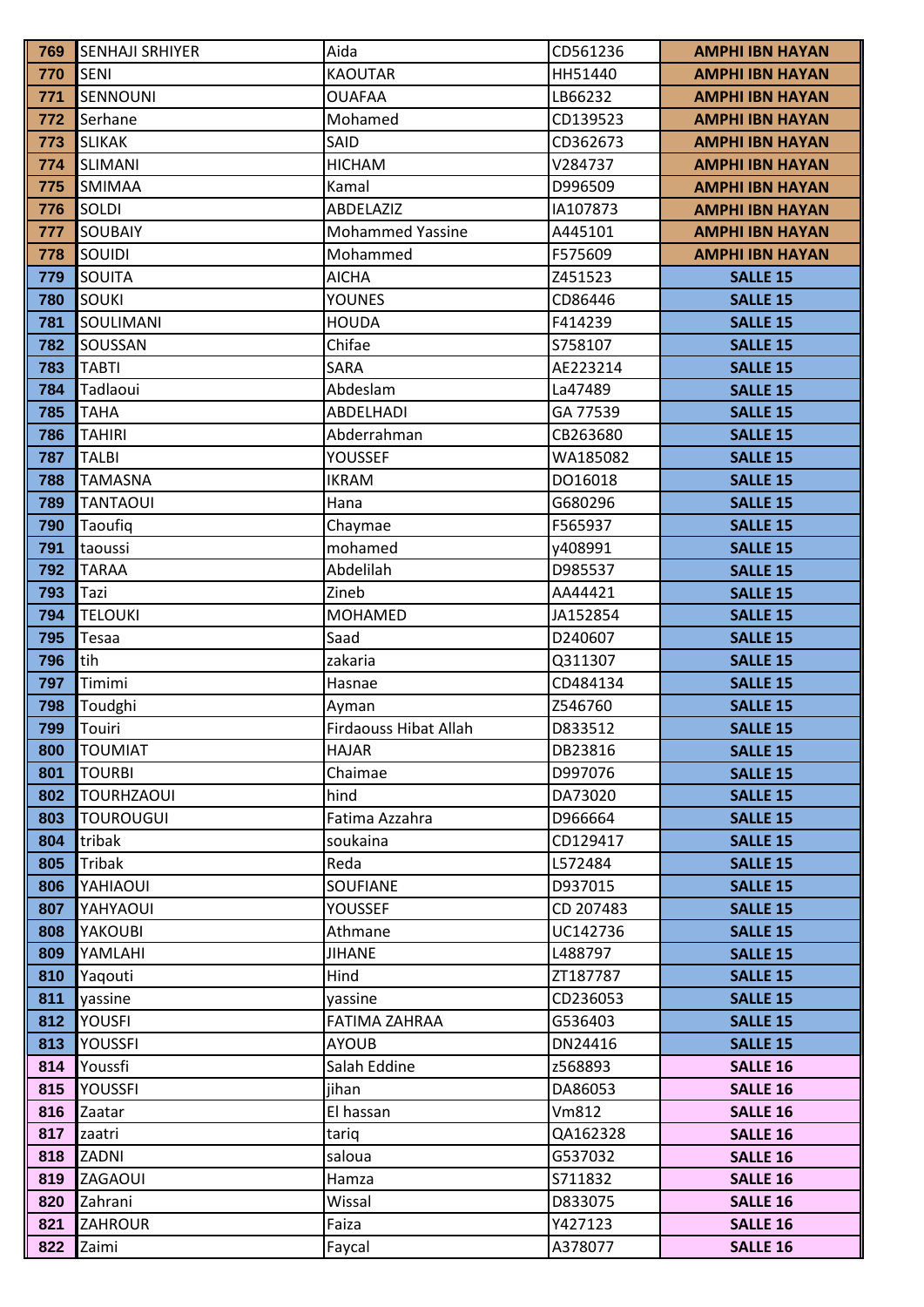| 769 | SENHAJI SRHIYER | Aida | CD561236 | AMPHI IBN HAYAN |
|---|---|---|---|---|
| 770 | SENI | KAOUTAR | HH51440 | AMPHI IBN HAYAN |
| 771 | SENNOUNI | OUAFAA | LB66232 | AMPHI IBN HAYAN |
| 772 | Serhane | Mohamed | CD139523 | AMPHI IBN HAYAN |
| 773 | SLIKAK | SAID | CD362673 | AMPHI IBN HAYAN |
| 774 | SLIMANI | HICHAM | V284737 | AMPHI IBN HAYAN |
| 775 | SMIMAA | Kamal | D996509 | AMPHI IBN HAYAN |
| 776 | SOLDI | ABDELAZIZ | IA107873 | AMPHI IBN HAYAN |
| 777 | SOUBAIY | Mohammed Yassine | A445101 | AMPHI IBN HAYAN |
| 778 | SOUIDI | Mohammed | F575609 | AMPHI IBN HAYAN |
| 779 | SOUITA | AICHA | Z451523 | SALLE 15 |
| 780 | SOUKI | YOUNES | CD86446 | SALLE 15 |
| 781 | SOULIMANI | HOUDA | F414239 | SALLE 15 |
| 782 | SOUSSAN | Chifae | S758107 | SALLE 15 |
| 783 | TABTI | SARA | AE223214 | SALLE 15 |
| 784 | Tadlaoui | Abdeslam | La47489 | SALLE 15 |
| 785 | TAHA | ABDELHADI | GA 77539 | SALLE 15 |
| 786 | TAHIRI | Abderrahman | CB263680 | SALLE 15 |
| 787 | TALBI | YOUSSEF | WA185082 | SALLE 15 |
| 788 | TAMASNA | IKRAM | DO16018 | SALLE 15 |
| 789 | TANTAOUI | Hana | G680296 | SALLE 15 |
| 790 | Taoufiq | Chaymae | F565937 | SALLE 15 |
| 791 | taoussi | mohamed | y408991 | SALLE 15 |
| 792 | TARAA | Abdelilah | D985537 | SALLE 15 |
| 793 | Tazi | Zineb | AA44421 | SALLE 15 |
| 794 | TELOUKI | MOHAMED | JA152854 | SALLE 15 |
| 795 | Tesaa | Saad | D240607 | SALLE 15 |
| 796 | tih | zakaria | Q311307 | SALLE 15 |
| 797 | Timimi | Hasnae | CD484134 | SALLE 15 |
| 798 | Toudghi | Ayman | Z546760 | SALLE 15 |
| 799 | Touiri | Firdaouss Hibat Allah | D833512 | SALLE 15 |
| 800 | TOUMIAT | HAJAR | DB23816 | SALLE 15 |
| 801 | TOURBI | Chaimae | D997076 | SALLE 15 |
| 802 | TOURHZAOUI | hind | DA73020 | SALLE 15 |
| 803 | TOUROUGUI | Fatima Azzahra | D966664 | SALLE 15 |
| 804 | tribak | soukaina | CD129417 | SALLE 15 |
| 805 | Tribak | Reda | L572484 | SALLE 15 |
| 806 | YAHIAOUI | SOUFIANE | D937015 | SALLE 15 |
| 807 | YAHYAOUI | YOUSSEF | CD 207483 | SALLE 15 |
| 808 | YAKOUBI | Athmane | UC142736 | SALLE 15 |
| 809 | YAMLAHI | JIHANE | L488797 | SALLE 15 |
| 810 | Yaqouti | Hind | ZT187787 | SALLE 15 |
| 811 | yassine | yassine | CD236053 | SALLE 15 |
| 812 | YOUSFI | FATIMA ZAHRAA | G536403 | SALLE 15 |
| 813 | YOUSSFI | AYOUB | DN24416 | SALLE 15 |
| 814 | Youssfi | Salah Eddine | z568893 | SALLE 16 |
| 815 | YOUSSFI | jihan | DA86053 | SALLE 16 |
| 816 | Zaatar | El hassan | Vm812 | SALLE 16 |
| 817 | zaatri | tariq | QA162328 | SALLE 16 |
| 818 | ZADNI | saloua | G537032 | SALLE 16 |
| 819 | ZAGAOUI | Hamza | S711832 | SALLE 16 |
| 820 | Zahrani | Wissal | D833075 | SALLE 16 |
| 821 | ZAHROUR | Faiza | Y427123 | SALLE 16 |
| 822 | Zaimi | Faycal | A378077 | SALLE 16 |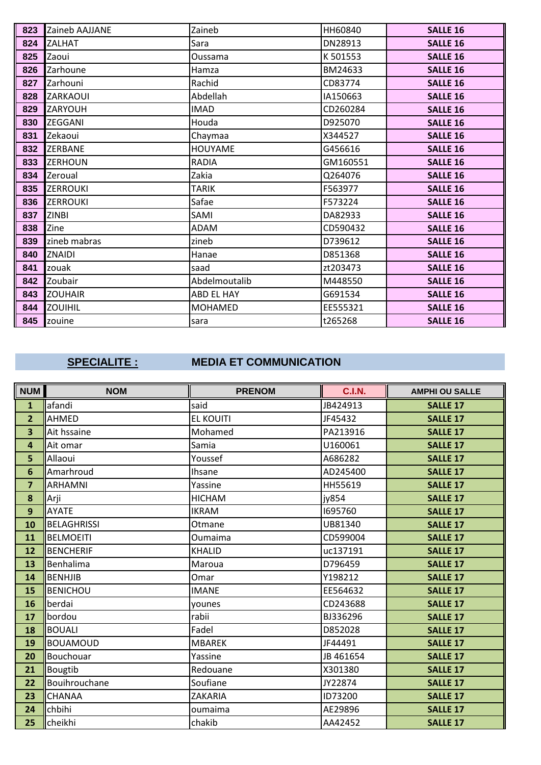| | | | | |
|---|---|---|---|---|
| **823** | Zaineb AAJJANE | Zaineb | HH60840 | **SALLE 16** |
| **824** | ZALHAT | Sara | DN28913 | **SALLE 16** |
| **825** | Zaoui | Oussama | K 501553 | **SALLE 16** |
| **826** | Zarhoune | Hamza | BM24633 | **SALLE 16** |
| **827** | Zarhouni | Rachid | CD83774 | **SALLE 16** |
| **828** | ZARKAOUI | Abdellah | IA150663 | **SALLE 16** |
| **829** | ZARYOUH | IMAD | CD260284 | **SALLE 16** |
| **830** | ZEGGANI | Houda | D925070 | **SALLE 16** |
| **831** | Zekaoui | Chaymaa | X344527 | **SALLE 16** |
| **832** | ZERBANE | HOUYAME | G456616 | **SALLE 16** |
| **833** | ZERHOUN | RADIA | GM160551 | **SALLE 16** |
| **834** | Zeroual | Zakia | Q264076 | **SALLE 16** |
| **835** | ZERROUKI | TARIK | F563977 | **SALLE 16** |
| **836** | ZERROUKI | Safae | F573224 | **SALLE 16** |
| **837** | ZINBI | SAMI | DA82933 | **SALLE 16** |
| **838** | Zine | ADAM | CD590432 | **SALLE 16** |
| **839** | zineb mabras | zineb | D739612 | **SALLE 16** |
| **840** | ZNAIDI | Hanae | D851368 | **SALLE 16** |
| **841** | zouak | saad | zt203473 | **SALLE 16** |
| **842** | Zoubair | Abdelmoutalib | M448550 | **SALLE 16** |
| **843** | ZOUHAIR | ABD EL HAY | G691534 | **SALLE 16** |
| **844** | ZOUIHIL | MOHAMED | EE555321 | **SALLE 16** |
| **845** | zouine | sara | t265268 | **SALLE 16** |

## SPECIALITE : MEDIA ET COMMUNICATION

| NUM | NOM | PRENOM | C.I.N. | AMPHI OU SALLE |
|---|---|---|---|---|
| **1** | afandi | said | JB424913 | **SALLE 17** |
| **2** | AHMED | EL KOUITI | JF45432 | **SALLE 17** |
| **3** | Ait hssaine | Mohamed | PA213916 | **SALLE 17** |
| **4** | Ait omar | Samia | U160061 | **SALLE 17** |
| **5** | Allaoui | Youssef | A686282 | **SALLE 17** |
| **6** | Amarhroud | Ihsane | AD245400 | **SALLE 17** |
| **7** | ARHAMNI | Yassine | HH55619 | **SALLE 17** |
| **8** | Arji | HICHAM | jy854 | **SALLE 17** |
| **9** | AYATE | IKRAM | I695760 | **SALLE 17** |
| **10** | BELAGHRISSI | Otmane | UB81340 | **SALLE 17** |
| **11** | BELMOEITI | Oumaima | CD599004 | **SALLE 17** |
| **12** | BENCHERIF | KHALID | uc137191 | **SALLE 17** |
| **13** | Benhalima | Maroua | D796459 | **SALLE 17** |
| **14** | BENHJIB | Omar | Y198212 | **SALLE 17** |
| **15** | BENICHOU | IMANE | EE564632 | **SALLE 17** |
| **16** | berdai | younes | CD243688 | **SALLE 17** |
| **17** | bordou | rabii | BJ336296 | **SALLE 17** |
| **18** | BOUALI | Fadel | D852028 | **SALLE 17** |
| **19** | BOUAMOUD | MBAREK | JF44491 | **SALLE 17** |
| **20** | Bouchouar | Yassine | JB 461654 | **SALLE 17** |
| **21** | Bougtib | Redouane | X301380 | **SALLE 17** |
| **22** | Bouihrouchane | Soufiane | JY22874 | **SALLE 17** |
| **23** | CHANAA | ZAKARIA | ID73200 | **SALLE 17** |
| **24** | chbihi | oumaima | AE29896 | **SALLE 17** |
| **25** | cheikhi | chakib | AA42452 | **SALLE 17** |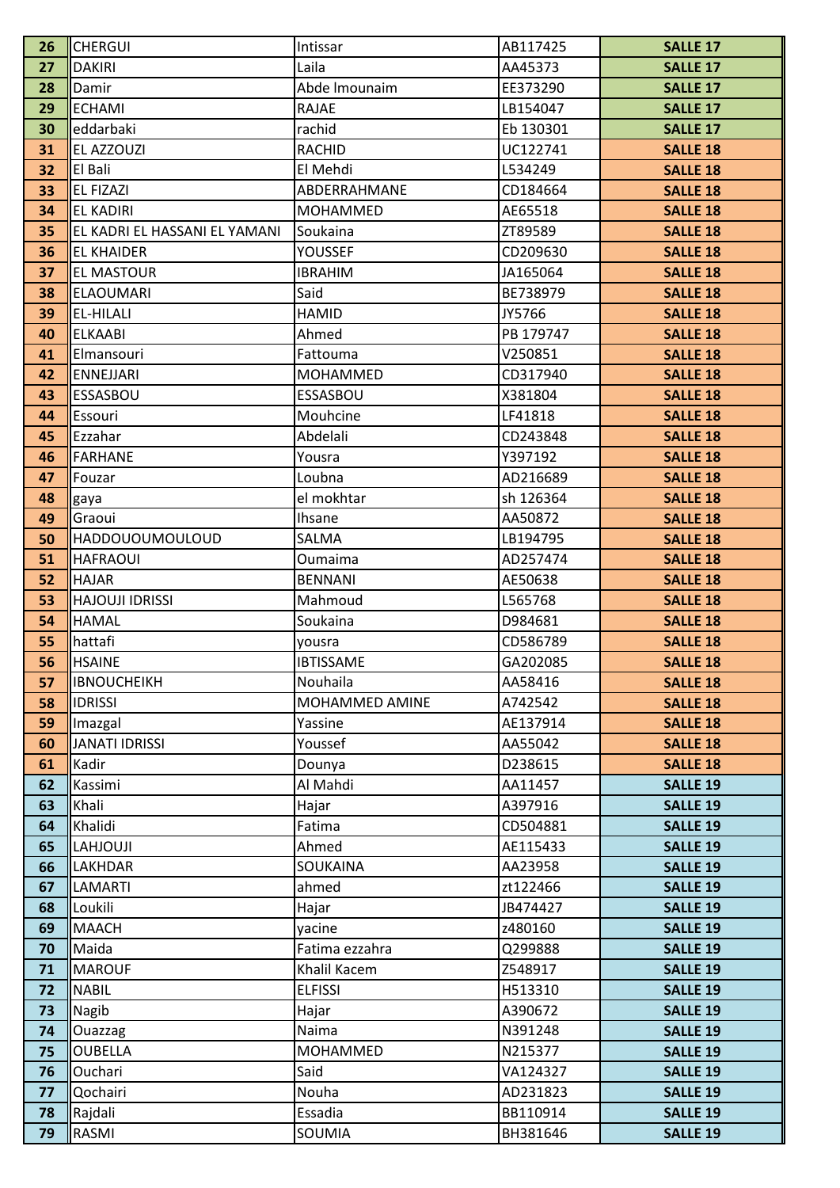| 26 | CHERGUI | Intissar | AB117425 | SALLE 17 |
|---|---|---|---|---|
| 27 | DAKIRI | Laila | AA45373 | SALLE 17 |
| 28 | Damir | Abde lmounaim | EE373290 | SALLE 17 |
| 29 | ECHAMI | RAJAE | LB154047 | SALLE 17 |
| 30 | eddarbaki | rachid | Eb 130301 | SALLE 17 |
| 31 | EL AZZOUZI | RACHID | UC122741 | SALLE 18 |
| 32 | El Bali | El Mehdi | L534249 | SALLE 18 |
| 33 | EL FIZAZI | ABDERRAHMANE | CD184664 | SALLE 18 |
| 34 | EL KADIRI | MOHAMMED | AE65518 | SALLE 18 |
| 35 | EL KADRI EL HASSANI EL YAMANI | Soukaina | ZT89589 | SALLE 18 |
| 36 | EL KHAIDER | YOUSSEF | CD209630 | SALLE 18 |
| 37 | EL MASTOUR | IBRAHIM | JA165064 | SALLE 18 |
| 38 | ELAOUMARI | Said | BE738979 | SALLE 18 |
| 39 | EL-HILALI | HAMID | JY5766 | SALLE 18 |
| 40 | ELKAABI | Ahmed | PB 179747 | SALLE 18 |
| 41 | Elmansouri | Fattouma | V250851 | SALLE 18 |
| 42 | ENNEJJARI | MOHAMMED | CD317940 | SALLE 18 |
| 43 | ESSASBOU | ESSASBOU | X381804 | SALLE 18 |
| 44 | Essouri | Mouhcine | LF41818 | SALLE 18 |
| 45 | Ezzahar | Abdelali | CD243848 | SALLE 18 |
| 46 | FARHANE | Yousra | Y397192 | SALLE 18 |
| 47 | Fouzar | Loubna | AD216689 | SALLE 18 |
| 48 | gaya | el mokhtar | sh 126364 | SALLE 18 |
| 49 | Graoui | Ihsane | AA50872 | SALLE 18 |
| 50 | HADDOUOUMOULOUD | SALMA | LB194795 | SALLE 18 |
| 51 | HAFRAOUI | Oumaima | AD257474 | SALLE 18 |
| 52 | HAJAR | BENNANI | AE50638 | SALLE 18 |
| 53 | HAJOUJI IDRISSI | Mahmoud | L565768 | SALLE 18 |
| 54 | HAMAL | Soukaina | D984681 | SALLE 18 |
| 55 | hattafi | yousra | CD586789 | SALLE 18 |
| 56 | HSAINE | IBTISSAME | GA202085 | SALLE 18 |
| 57 | IBNOUCHEIKH | Nouhaila | AA58416 | SALLE 18 |
| 58 | IDRISSI | MOHAMMED AMINE | A742542 | SALLE 18 |
| 59 | Imazgal | Yassine | AE137914 | SALLE 18 |
| 60 | JANATI IDRISSI | Youssef | AA55042 | SALLE 18 |
| 61 | Kadir | Dounya | D238615 | SALLE 18 |
| 62 | Kassimi | Al Mahdi | AA11457 | SALLE 19 |
| 63 | Khali | Hajar | A397916 | SALLE 19 |
| 64 | Khalidi | Fatima | CD504881 | SALLE 19 |
| 65 | LAHJOUJI | Ahmed | AE115433 | SALLE 19 |
| 66 | LAKHDAR | SOUKAINA | AA23958 | SALLE 19 |
| 67 | LAMARTI | ahmed | zt122466 | SALLE 19 |
| 68 | Loukili | Hajar | JB474427 | SALLE 19 |
| 69 | MAACH | yacine | z480160 | SALLE 19 |
| 70 | Maida | Fatima ezzahra | Q299888 | SALLE 19 |
| 71 | MAROUF | Khalil Kacem | Z548917 | SALLE 19 |
| 72 | NABIL | ELFISSI | H513310 | SALLE 19 |
| 73 | Nagib | Hajar | A390672 | SALLE 19 |
| 74 | Ouazzag | Naima | N391248 | SALLE 19 |
| 75 | OUBELLA | MOHAMMED | N215377 | SALLE 19 |
| 76 | Ouchari | Said | VA124327 | SALLE 19 |
| 77 | Qochairi | Nouha | AD231823 | SALLE 19 |
| 78 | Rajdali | Essadia | BB110914 | SALLE 19 |
| 79 | RASMI | SOUMIA | BH381646 | SALLE 19 |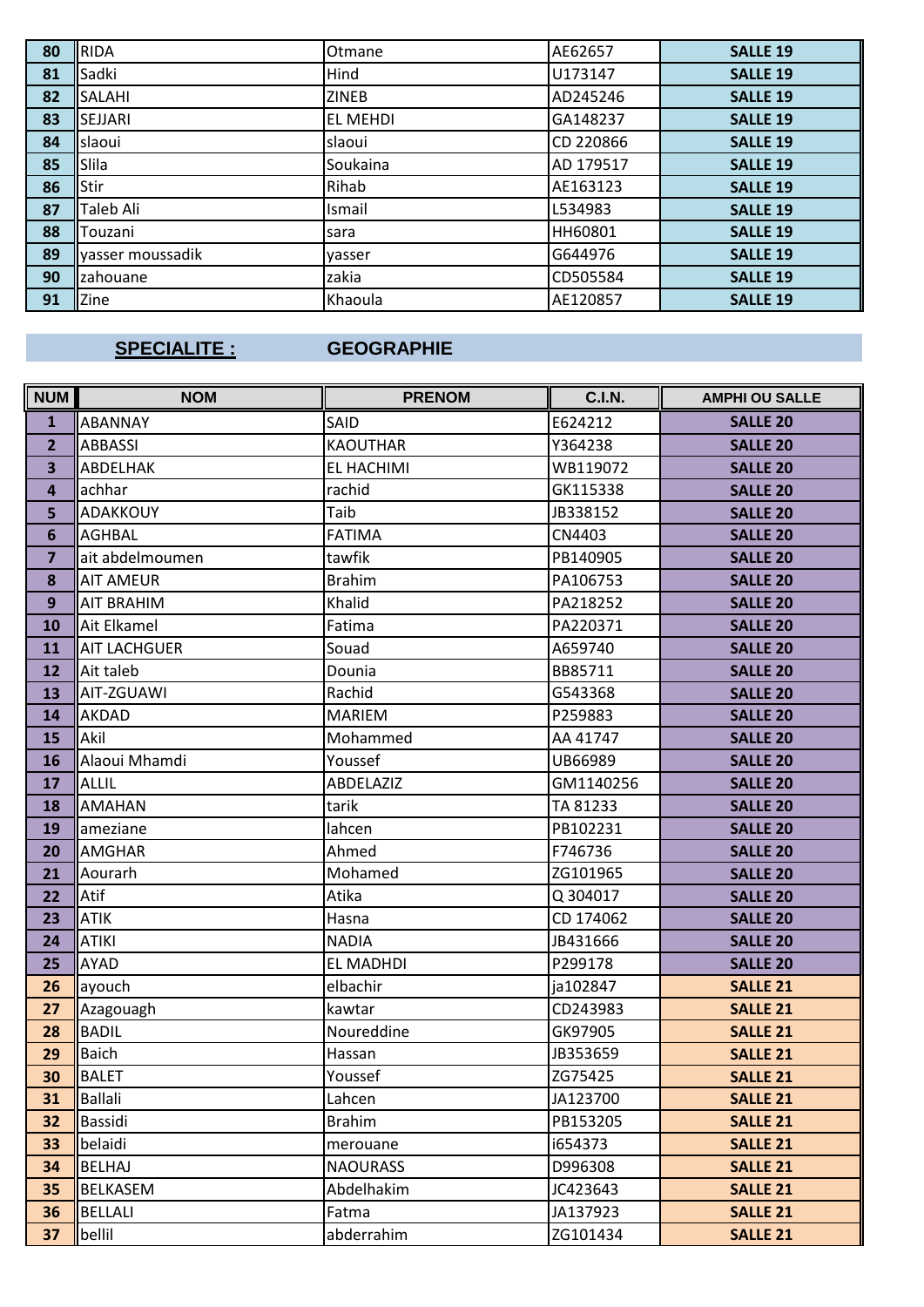| 80 | RIDA | Otmane | AE62657 | SALLE 19 |
|---|---|---|---|---|
| 81 | Sadki | Hind | U173147 | SALLE 19 |
| 82 | SALAHI | ZINEB | AD245246 | SALLE 19 |
| 83 | SEJJARI | EL MEHDI | GA148237 | SALLE 19 |
| 84 | slaoui | slaoui | CD 220866 | SALLE 19 |
| 85 | Slila | Soukaina | AD 179517 | SALLE 19 |
| 86 | Stir | Rihab | AE163123 | SALLE 19 |
| 87 | Taleb Ali | Ismail | L534983 | SALLE 19 |
| 88 | Touzani | sara | HH60801 | SALLE 19 |
| 89 | yasser moussadik | yasser | G644976 | SALLE 19 |
| 90 | zahouane | zakia | CD505584 | SALLE 19 |
| 91 | Zine | Khaoula | AE120857 | SALLE 19 |

## SPECIALITE : GEOGRAPHIE

| NUM | NOM | PRENOM | C.I.N. | AMPHI OU SALLE |
|---|---|---|---|---|
| 1 | ABANNAY | SAID | E624212 | SALLE 20 |
| 2 | ABBASSI | KAOUTHAR | Y364238 | SALLE 20 |
| 3 | ABDELHAK | EL HACHIMI | WB119072 | SALLE 20 |
| 4 | achhar | rachid | GK115338 | SALLE 20 |
| 5 | ADAKKOUY | Taib | JB338152 | SALLE 20 |
| 6 | AGHBAL | FATIMA | CN4403 | SALLE 20 |
| 7 | ait abdelmoumen | tawfik | PB140905 | SALLE 20 |
| 8 | AIT AMEUR | Brahim | PA106753 | SALLE 20 |
| 9 | AIT BRAHIM | Khalid | PA218252 | SALLE 20 |
| 10 | Ait Elkamel | Fatima | PA220371 | SALLE 20 |
| 11 | AIT LACHGUER | Souad | A659740 | SALLE 20 |
| 12 | Ait taleb | Dounia | BB85711 | SALLE 20 |
| 13 | AIT-ZGUAWI | Rachid | G543368 | SALLE 20 |
| 14 | AKDAD | MARIEM | P259883 | SALLE 20 |
| 15 | Akil | Mohammed | AA 41747 | SALLE 20 |
| 16 | Alaoui Mhamdi | Youssef | UB66989 | SALLE 20 |
| 17 | ALLIL | ABDELAZIZ | GM1140256 | SALLE 20 |
| 18 | AMAHAN | tarik | TA 81233 | SALLE 20 |
| 19 | ameziane | lahcen | PB102231 | SALLE 20 |
| 20 | AMGHAR | Ahmed | F746736 | SALLE 20 |
| 21 | Aourarh | Mohamed | ZG101965 | SALLE 20 |
| 22 | Atif | Atika | Q 304017 | SALLE 20 |
| 23 | ATIK | Hasna | CD 174062 | SALLE 20 |
| 24 | ATIKI | NADIA | JB431666 | SALLE 20 |
| 25 | AYAD | EL MADHDI | P299178 | SALLE 20 |
| 26 | ayouch | elbachir | ja102847 | SALLE 21 |
| 27 | Azagouagh | kawtar | CD243983 | SALLE 21 |
| 28 | BADIL | Noureddine | GK97905 | SALLE 21 |
| 29 | Baich | Hassan | JB353659 | SALLE 21 |
| 30 | BALET | Youssef | ZG75425 | SALLE 21 |
| 31 | Ballali | Lahcen | JA123700 | SALLE 21 |
| 32 | Bassidi | Brahim | PB153205 | SALLE 21 |
| 33 | belaidi | merouane | i654373 | SALLE 21 |
| 34 | BELHAJ | NAOURASS | D996308 | SALLE 21 |
| 35 | BELKASEM | Abdelhakim | JC423643 | SALLE 21 |
| 36 | BELLALI | Fatma | JA137923 | SALLE 21 |
| 37 | bellil | abderrahim | ZG101434 | SALLE 21 |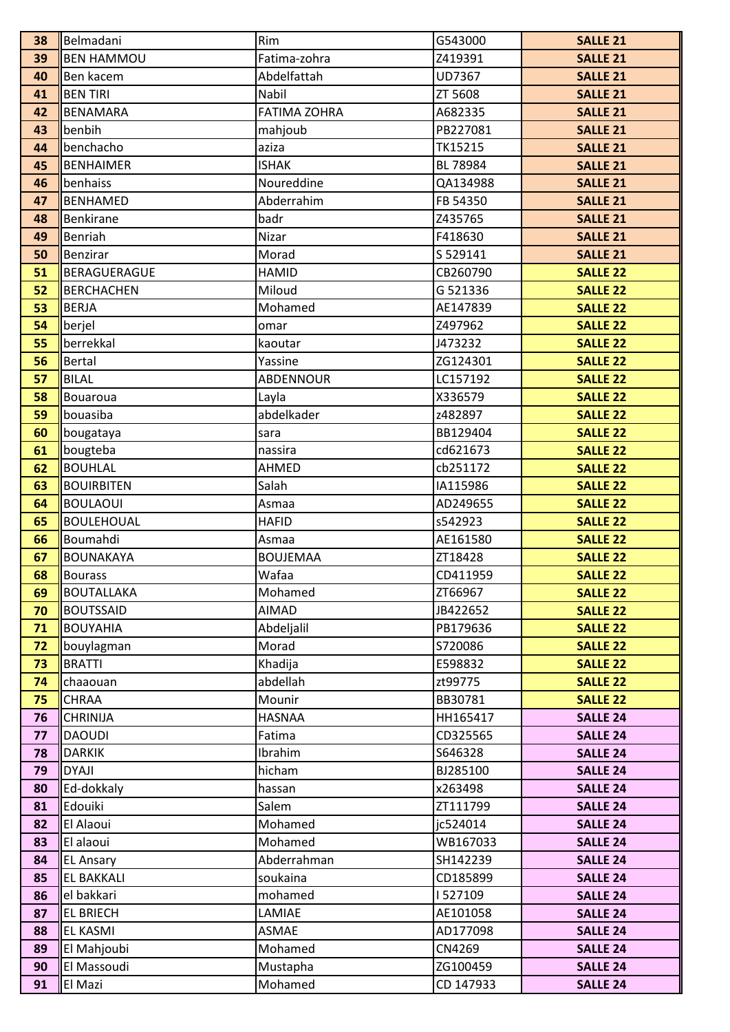| 38 | Belmadani | Rim | G543000 | SALLE 21 |
|---|---|---|---|---|
| 39 | BEN HAMMOU | Fatima-zohra | Z419391 | SALLE 21 |
| 40 | Ben kacem | Abdelfattah | UD7367 | SALLE 21 |
| 41 | BEN TIRI | Nabil | ZT 5608 | SALLE 21 |
| 42 | BENAMARA | FATIMA ZOHRA | A682335 | SALLE 21 |
| 43 | benbih | mahjoub | PB227081 | SALLE 21 |
| 44 | benchacho | aziza | TK15215 | SALLE 21 |
| 45 | BENHAIMER | ISHAK | BL 78984 | SALLE 21 |
| 46 | benhaiss | Noureddine | QA134988 | SALLE 21 |
| 47 | BENHAMED | Abderrahim | FB 54350 | SALLE 21 |
| 48 | Benkirane | badr | Z435765 | SALLE 21 |
| 49 | Benriah | Nizar | F418630 | SALLE 21 |
| 50 | Benzirar | Morad | S 529141 | SALLE 21 |
| 51 | BERAGUERAGUE | HAMID | CB260790 | SALLE 22 |
| 52 | BERCHACHEN | Miloud | G 521336 | SALLE 22 |
| 53 | BERJA | Mohamed | AE147839 | SALLE 22 |
| 54 | berjel | omar | Z497962 | SALLE 22 |
| 55 | berrekkal | kaoutar | J473232 | SALLE 22 |
| 56 | Bertal | Yassine | ZG124301 | SALLE 22 |
| 57 | BILAL | ABDENNOUR | LC157192 | SALLE 22 |
| 58 | Bouaroua | Layla | X336579 | SALLE 22 |
| 59 | bouasiba | abdelkader | z482897 | SALLE 22 |
| 60 | bougataya | sara | BB129404 | SALLE 22 |
| 61 | bougteba | nassira | cd621673 | SALLE 22 |
| 62 | BOUHLAL | AHMED | cb251172 | SALLE 22 |
| 63 | BOUIRBITEN | Salah | IA115986 | SALLE 22 |
| 64 | BOULAOUI | Asmaa | AD249655 | SALLE 22 |
| 65 | BOULEHOUAL | HAFID | s542923 | SALLE 22 |
| 66 | Boumahdi | Asmaa | AE161580 | SALLE 22 |
| 67 | BOUNAKAYA | BOUJEMAA | ZT18428 | SALLE 22 |
| 68 | Bourass | Wafaa | CD411959 | SALLE 22 |
| 69 | BOUTALLAKA | Mohamed | ZT66967 | SALLE 22 |
| 70 | BOUTSSAID | AIMAD | JB422652 | SALLE 22 |
| 71 | BOUYAHIA | Abdeljalil | PB179636 | SALLE 22 |
| 72 | bouylagman | Morad | S720086 | SALLE 22 |
| 73 | BRATTI | Khadija | E598832 | SALLE 22 |
| 74 | chaaouan | abdellah | zt99775 | SALLE 22 |
| 75 | CHRAA | Mounir | BB30781 | SALLE 22 |
| 76 | CHRINIJA | HASNAA | HH165417 | SALLE 24 |
| 77 | DAOUDI | Fatima | CD325565 | SALLE 24 |
| 78 | DARKIK | Ibrahim | S646328 | SALLE 24 |
| 79 | DYAJI | hicham | BJ285100 | SALLE 24 |
| 80 | Ed-dokkaly | hassan | x263498 | SALLE 24 |
| 81 | Edouiki | Salem | ZT111799 | SALLE 24 |
| 82 | El Alaoui | Mohamed | jc524014 | SALLE 24 |
| 83 | El alaoui | Mohamed | WB167033 | SALLE 24 |
| 84 | EL Ansary | Abderrahman | SH142239 | SALLE 24 |
| 85 | EL BAKKALI | soukaina | CD185899 | SALLE 24 |
| 86 | el bakkari | mohamed | I 527109 | SALLE 24 |
| 87 | EL BRIECH | LAMIAE | AE101058 | SALLE 24 |
| 88 | EL KASMI | ASMAE | AD177098 | SALLE 24 |
| 89 | El Mahjoubi | Mohamed | CN4269 | SALLE 24 |
| 90 | El Massoudi | Mustapha | ZG100459 | SALLE 24 |
| 91 | El Mazi | Mohamed | CD 147933 | SALLE 24 |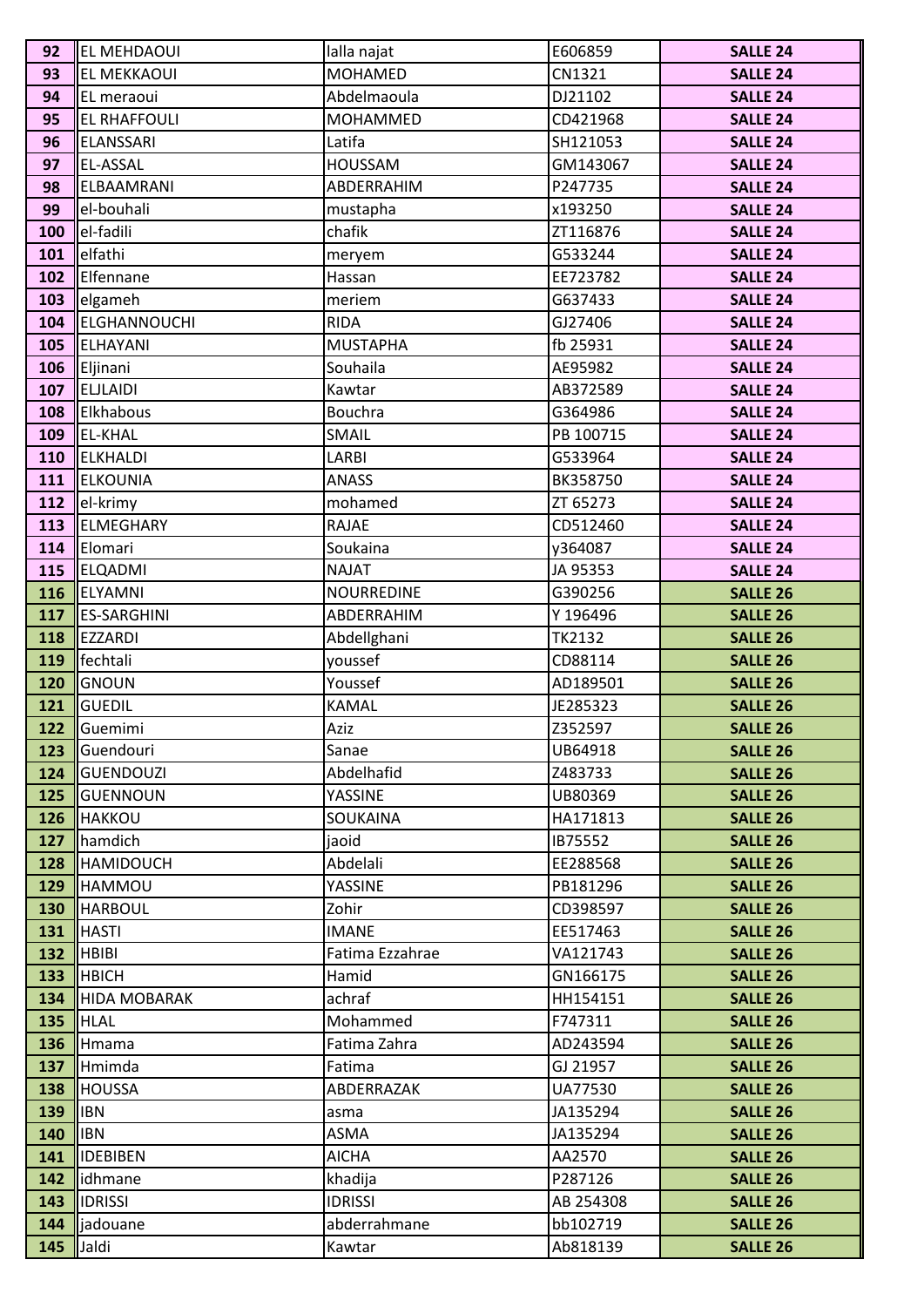| 92 | EL MEHDAOUI | lalla najat | E606859 | SALLE 24 |
|---|---|---|---|---|
| 93 | EL MEKKAOUI | MOHAMED | CN1321 | SALLE 24 |
| 94 | EL meraoui | Abdelmaoula | DJ21102 | SALLE 24 |
| 95 | EL RHAFFOULI | MOHAMMED | CD421968 | SALLE 24 |
| 96 | ELANSSARI | Latifa | SH121053 | SALLE 24 |
| 97 | EL-ASSAL | HOUSSAM | GM143067 | SALLE 24 |
| 98 | ELBAAMRANI | ABDERRAHIM | P247735 | SALLE 24 |
| 99 | el-bouhali | mustapha | x193250 | SALLE 24 |
| 100 | el-fadili | chafik | ZT116876 | SALLE 24 |
| 101 | elfathi | meryem | G533244 | SALLE 24 |
| 102 | Elfennane | Hassan | EE723782 | SALLE 24 |
| 103 | elgameh | meriem | G637433 | SALLE 24 |
| 104 | ELGHANNOUCHI | RIDA | GJ27406 | SALLE 24 |
| 105 | ELHAYANI | MUSTAPHA | fb 25931 | SALLE 24 |
| 106 | Eljinani | Souhaila | AE95982 | SALLE 24 |
| 107 | ELJLAIDI | Kawtar | AB372589 | SALLE 24 |
| 108 | Elkhabous | Bouchra | G364986 | SALLE 24 |
| 109 | EL-KHAL | SMAIL | PB 100715 | SALLE 24 |
| 110 | ELKHALDI | LARBI | G533964 | SALLE 24 |
| 111 | ELKOUNIA | ANASS | BK358750 | SALLE 24 |
| 112 | el-krimy | mohamed | ZT 65273 | SALLE 24 |
| 113 | ELMEGHARY | RAJAE | CD512460 | SALLE 24 |
| 114 | Elomari | Soukaina | y364087 | SALLE 24 |
| 115 | ELQADMI | NAJAT | JA 95353 | SALLE 24 |
| 116 | ELYAMNI | NOURREDINE | G390256 | SALLE 26 |
| 117 | ES-SARGHINI | ABDERRAHIM | Y 196496 | SALLE 26 |
| 118 | EZZARDI | Abdellghani | TK2132 | SALLE 26 |
| 119 | fechtali | youssef | CD88114 | SALLE 26 |
| 120 | GNOUN | Youssef | AD189501 | SALLE 26 |
| 121 | GUEDIL | KAMAL | JE285323 | SALLE 26 |
| 122 | Guemimi | Aziz | Z352597 | SALLE 26 |
| 123 | Guendouri | Sanae | UB64918 | SALLE 26 |
| 124 | GUENDOUZI | Abdelhafid | Z483733 | SALLE 26 |
| 125 | GUENNOUN | YASSINE | UB80369 | SALLE 26 |
| 126 | HAKKOU | SOUKAINA | HA171813 | SALLE 26 |
| 127 | hamdich | jaoid | IB75552 | SALLE 26 |
| 128 | HAMIDOUCH | Abdelali | EE288568 | SALLE 26 |
| 129 | HAMMOU | YASSINE | PB181296 | SALLE 26 |
| 130 | HARBOUL | Zohir | CD398597 | SALLE 26 |
| 131 | HASTI | IMANE | EE517463 | SALLE 26 |
| 132 | HBIBI | Fatima Ezzahrae | VA121743 | SALLE 26 |
| 133 | HBICH | Hamid | GN166175 | SALLE 26 |
| 134 | HIDA MOBARAK | achraf | HH154151 | SALLE 26 |
| 135 | HLAL | Mohammed | F747311 | SALLE 26 |
| 136 | Hmama | Fatima Zahra | AD243594 | SALLE 26 |
| 137 | Hmimda | Fatima | GJ 21957 | SALLE 26 |
| 138 | HOUSSA | ABDERRAZAK | UA77530 | SALLE 26 |
| 139 | IBN | asma | JA135294 | SALLE 26 |
| 140 | IBN | ASMA | JA135294 | SALLE 26 |
| 141 | IDEBIBEN | AICHA | AA2570 | SALLE 26 |
| 142 | idhmane | khadija | P287126 | SALLE 26 |
| 143 | IDRISSI | IDRISSI | AB 254308 | SALLE 26 |
| 144 | jadouane | abderrahmane | bb102719 | SALLE 26 |
| 145 | Jaldi | Kawtar | Ab818139 | SALLE 26 |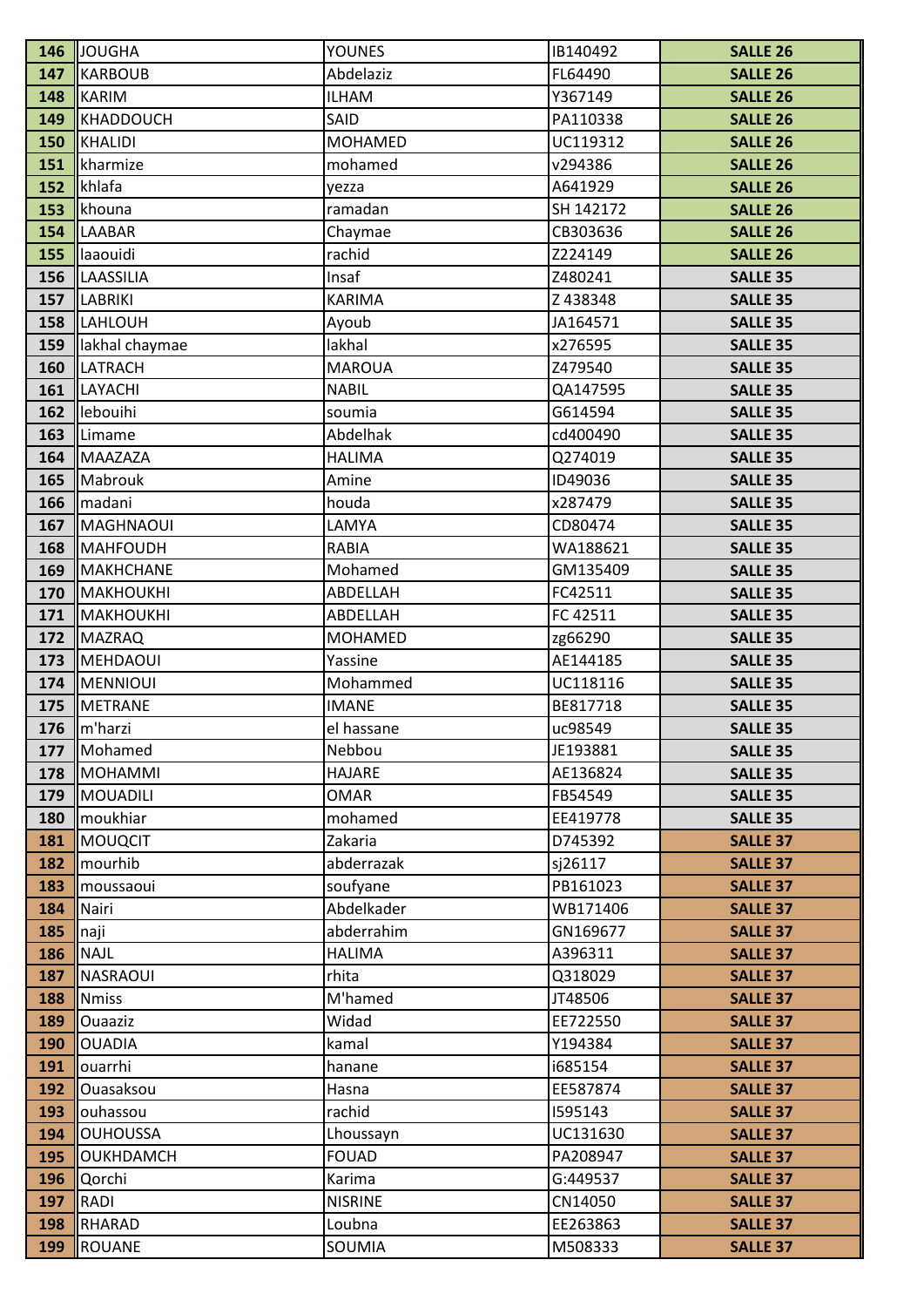| | | | | |
|---|---|---|---|---|
| 146 | JOUGHA | YOUNES | IB140492 | SALLE 26 |
| 147 | KARBOUB | Abdelaziz | FL64490 | SALLE 26 |
| 148 | KARIM | ILHAM | Y367149 | SALLE 26 |
| 149 | KHADDOUCH | SAID | PA110338 | SALLE 26 |
| 150 | KHALIDI | MOHAMED | UC119312 | SALLE 26 |
| 151 | kharmize | mohamed | v294386 | SALLE 26 |
| 152 | khlafa | yezza | A641929 | SALLE 26 |
| 153 | khouna | ramadan | SH 142172 | SALLE 26 |
| 154 | LAABAR | Chaymae | CB303636 | SALLE 26 |
| 155 | laaouidi | rachid | Z224149 | SALLE 26 |
| 156 | LAASSILIA | Insaf | Z480241 | SALLE 35 |
| 157 | LABRIKI | KARIMA | Z 438348 | SALLE 35 |
| 158 | LAHLOUH | Ayoub | JA164571 | SALLE 35 |
| 159 | lakhal chaymae | lakhal | x276595 | SALLE 35 |
| 160 | LATRACH | MAROUA | Z479540 | SALLE 35 |
| 161 | LAYACHI | NABIL | QA147595 | SALLE 35 |
| 162 | lebouihi | soumia | G614594 | SALLE 35 |
| 163 | Limame | Abdelhak | cd400490 | SALLE 35 |
| 164 | MAAZAZA | HALIMA | Q274019 | SALLE 35 |
| 165 | Mabrouk | Amine | ID49036 | SALLE 35 |
| 166 | madani | houda | x287479 | SALLE 35 |
| 167 | MAGHNAOUI | LAMYA | CD80474 | SALLE 35 |
| 168 | MAHFOUDH | RABIA | WA188621 | SALLE 35 |
| 169 | MAKHCHANE | Mohamed | GM135409 | SALLE 35 |
| 170 | MAKHOUKHI | ABDELLAH | FC42511 | SALLE 35 |
| 171 | MAKHOUKHI | ABDELLAH | FC 42511 | SALLE 35 |
| 172 | MAZRAQ | MOHAMED | zg66290 | SALLE 35 |
| 173 | MEHDAOUI | Yassine | AE144185 | SALLE 35 |
| 174 | MENNIOUI | Mohammed | UC118116 | SALLE 35 |
| 175 | METRANE | IMANE | BE817718 | SALLE 35 |
| 176 | m'harzi | el hassane | uc98549 | SALLE 35 |
| 177 | Mohamed | Nebbou | JE193881 | SALLE 35 |
| 178 | MOHAMMI | HAJARE | AE136824 | SALLE 35 |
| 179 | MOUADILI | OMAR | FB54549 | SALLE 35 |
| 180 | moukhiar | mohamed | EE419778 | SALLE 35 |
| 181 | MOUQCIT | Zakaria | D745392 | SALLE 37 |
| 182 | mourhib | abderrazak | sj26117 | SALLE 37 |
| 183 | moussaoui | soufyane | PB161023 | SALLE 37 |
| 184 | Nairi | Abdelkader | WB171406 | SALLE 37 |
| 185 | naji | abderrahim | GN169677 | SALLE 37 |
| 186 | NAJL | HALIMA | A396311 | SALLE 37 |
| 187 | NASRAOUI | rhita | Q318029 | SALLE 37 |
| 188 | Nmiss | M'hamed | JT48506 | SALLE 37 |
| 189 | Ouaaziz | Widad | EE722550 | SALLE 37 |
| 190 | OUADIA | kamal | Y194384 | SALLE 37 |
| 191 | ouarrhi | hanane | i685154 | SALLE 37 |
| 192 | Ouasaksou | Hasna | EE587874 | SALLE 37 |
| 193 | ouhassou | rachid | I595143 | SALLE 37 |
| 194 | OUHOUSSA | Lhoussayn | UC131630 | SALLE 37 |
| 195 | OUKHDAMCH | FOUAD | PA208947 | SALLE 37 |
| 196 | Qorchi | Karima | G:449537 | SALLE 37 |
| 197 | RADI | NISRINE | CN14050 | SALLE 37 |
| 198 | RHARAD | Loubna | EE263863 | SALLE 37 |
| 199 | ROUANE | SOUMIA | M508333 | SALLE 37 |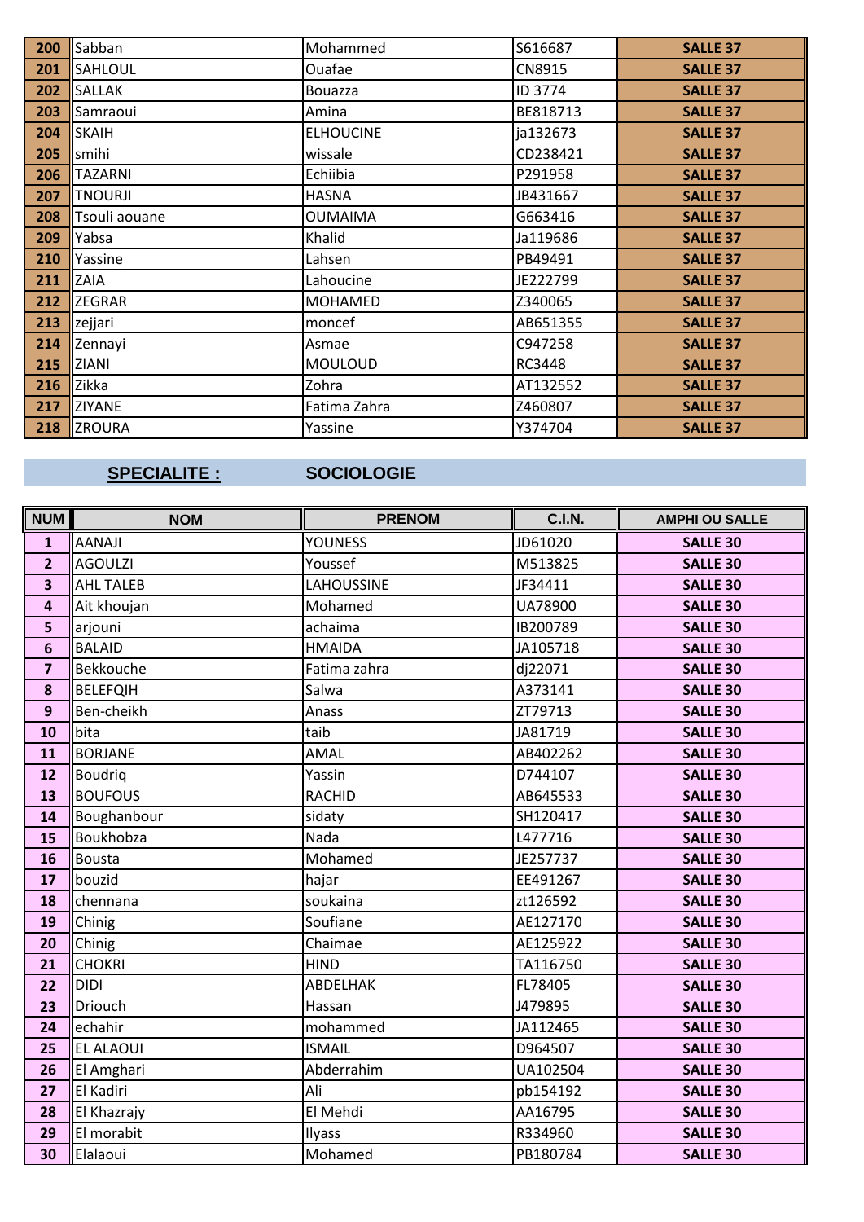| 200 | Sabban | Mohammed | S616687 | SALLE 37 |
|---|---|---|---|---|
| 201 | SAHLOUL | Ouafae | CN8915 | SALLE 37 |
| 202 | SALLAK | Bouazza | ID 3774 | SALLE 37 |
| 203 | Samraoui | Amina | BE818713 | SALLE 37 |
| 204 | SKAIH | ELHOUCINE | ja132673 | SALLE 37 |
| 205 | smihi | wissale | CD238421 | SALLE 37 |
| 206 | TAZARNI | Echiibia | P291958 | SALLE 37 |
| 207 | TNOURJI | HASNA | JB431667 | SALLE 37 |
| 208 | Tsouli aouane | OUMAIMA | G663416 | SALLE 37 |
| 209 | Yabsa | Khalid | Ja119686 | SALLE 37 |
| 210 | Yassine | Lahsen | PB49491 | SALLE 37 |
| 211 | ZAIA | Lahoucine | JE222799 | SALLE 37 |
| 212 | ZEGRAR | MOHAMED | Z340065 | SALLE 37 |
| 213 | zejjari | moncef | AB651355 | SALLE 37 |
| 214 | Zennayi | Asmae | C947258 | SALLE 37 |
| 215 | ZIANI | MOULOUD | RC3448 | SALLE 37 |
| 216 | Zikka | Zohra | AT132552 | SALLE 37 |
| 217 | ZIYANE | Fatima Zahra | Z460807 | SALLE 37 |
| 218 | ZROURA | Yassine | Y374704 | SALLE 37 |

**SPECIALITE :** **SOCIOLOGIE**

| NUM | NOM | PRENOM | C.I.N. | AMPHI OU SALLE |
|---|---|---|---|---|
| 1 | AANAJI | YOUNESS | JD61020 | SALLE 30 |
| 2 | AGOULZI | Youssef | M513825 | SALLE 30 |
| 3 | AHL TALEB | LAHOUSSINE | JF34411 | SALLE 30 |
| 4 | Ait khoujan | Mohamed | UA78900 | SALLE 30 |
| 5 | arjouni | achaima | IB200789 | SALLE 30 |
| 6 | BALAID | HMAIDA | JA105718 | SALLE 30 |
| 7 | Bekkouche | Fatima zahra | dj22071 | SALLE 30 |
| 8 | BELEFQIH | Salwa | A373141 | SALLE 30 |
| 9 | Ben-cheikh | Anass | ZT79713 | SALLE 30 |
| 10 | bita | taib | JA81719 | SALLE 30 |
| 11 | BORJANE | AMAL | AB402262 | SALLE 30 |
| 12 | Boudriq | Yassin | D744107 | SALLE 30 |
| 13 | BOUFOUS | RACHID | AB645533 | SALLE 30 |
| 14 | Boughanbour | sidaty | SH120417 | SALLE 30 |
| 15 | Boukhobza | Nada | L477716 | SALLE 30 |
| 16 | Bousta | Mohamed | JE257737 | SALLE 30 |
| 17 | bouzid | hajar | EE491267 | SALLE 30 |
| 18 | chennana | soukaina | zt126592 | SALLE 30 |
| 19 | Chinig | Soufiane | AE127170 | SALLE 30 |
| 20 | Chinig | Chaimae | AE125922 | SALLE 30 |
| 21 | CHOKRI | HIND | TA116750 | SALLE 30 |
| 22 | DIDI | ABDELHAK | FL78405 | SALLE 30 |
| 23 | Driouch | Hassan | J479895 | SALLE 30 |
| 24 | echahir | mohammed | JA112465 | SALLE 30 |
| 25 | EL ALAOUI | ISMAIL | D964507 | SALLE 30 |
| 26 | El Amghari | Abderrahim | UA102504 | SALLE 30 |
| 27 | El Kadiri | Ali | pb154192 | SALLE 30 |
| 28 | El Khazrajy | El Mehdi | AA16795 | SALLE 30 |
| 29 | El morabit | Ilyass | R334960 | SALLE 30 |
| 30 | Elalaoui | Mohamed | PB180784 | SALLE 30 |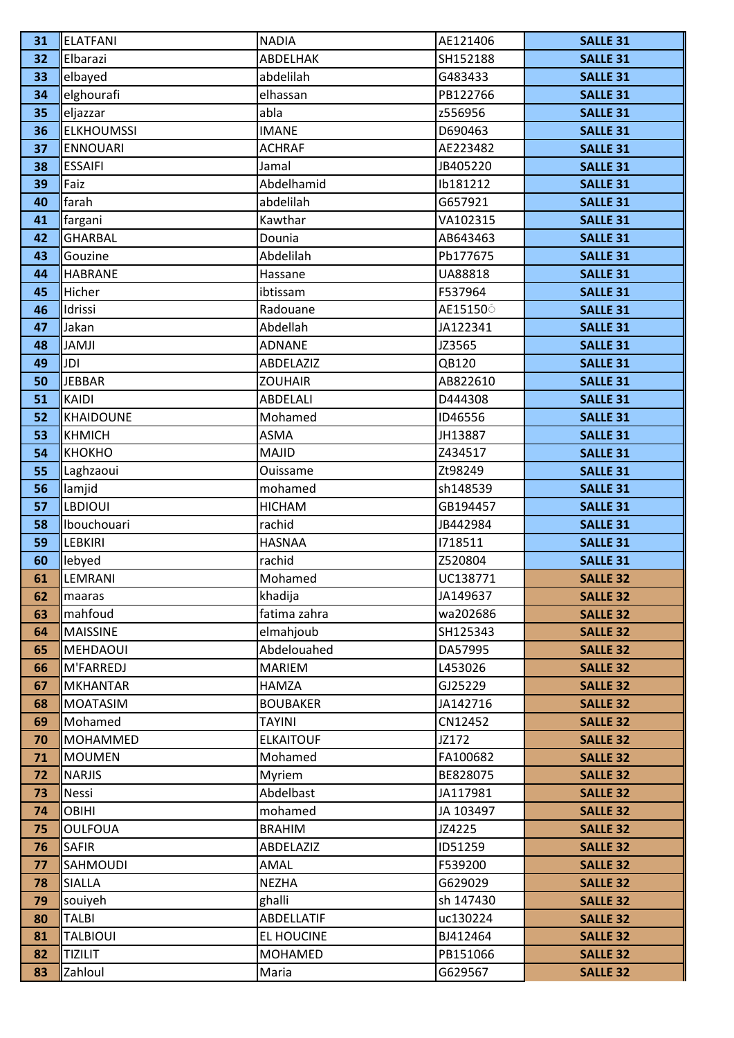| | | | | |
|---|---|---|---|---|
| 31 | ELATFANI | NADIA | AE121406 | SALLE 31 |
| 32 | Elbarazi | ABDELHAK | SH152188 | SALLE 31 |
| 33 | elbayed | abdelilah | G483433 | SALLE 31 |
| 34 | elghourafi | elhassan | PB122766 | SALLE 31 |
| 35 | eljazzar | abla | z556956 | SALLE 31 |
| 36 | ELKHOUMSSI | IMANE | D690463 | SALLE 31 |
| 37 | ENNOUARI | ACHRAF | AE223482 | SALLE 31 |
| 38 | ESSAIFI | Jamal | JB405220 | SALLE 31 |
| 39 | Faiz | Abdelhamid | Ib181212 | SALLE 31 |
| 40 | farah | abdelilah | G657921 | SALLE 31 |
| 41 | fargani | Kawthar | VA102315 | SALLE 31 |
| 42 | GHARBAL | Dounia | AB643463 | SALLE 31 |
| 43 | Gouzine | Abdelilah | Pb177675 | SALLE 31 |
| 44 | HABRANE | Hassane | UA88818 | SALLE 31 |
| 45 | Hicher | ibtissam | F537964 | SALLE 31 |
| 46 | Idrissi | Radouane | AE15150 | SALLE 31 |
| 47 | Jakan | Abdellah | JA122341 | SALLE 31 |
| 48 | JAMJI | ADNANE | JZ3565 | SALLE 31 |
| 49 | JDI | ABDELAZIZ | QB120 | SALLE 31 |
| 50 | JEBBAR | ZOUHAIR | AB822610 | SALLE 31 |
| 51 | KAIDI | ABDELALI | D444308 | SALLE 31 |
| 52 | KHAIDOUNE | Mohamed | ID46556 | SALLE 31 |
| 53 | KHMICH | ASMA | JH13887 | SALLE 31 |
| 54 | KHOKHO | MAJID | Z434517 | SALLE 31 |
| 55 | Laghzaoui | Ouissame | Zt98249 | SALLE 31 |
| 56 | lamjid | mohamed | sh148539 | SALLE 31 |
| 57 | LBDIOUI | HICHAM | GB194457 | SALLE 31 |
| 58 | lbouchouari | rachid | JB442984 | SALLE 31 |
| 59 | LEBKIRI | HASNAA | I718511 | SALLE 31 |
| 60 | lebyed | rachid | Z520804 | SALLE 31 |
| 61 | LEMRANI | Mohamed | UC138771 | SALLE 32 |
| 62 | maaras | khadija | JA149637 | SALLE 32 |
| 63 | mahfoud | fatima zahra | wa202686 | SALLE 32 |
| 64 | MAISSINE | elmahjoub | SH125343 | SALLE 32 |
| 65 | MEHDAOUI | Abdelouahed | DA57995 | SALLE 32 |
| 66 | M'FARREDJ | MARIEM | L453026 | SALLE 32 |
| 67 | MKHANTAR | HAMZA | GJ25229 | SALLE 32 |
| 68 | MOATASIM | BOUBAKER | JA142716 | SALLE 32 |
| 69 | Mohamed | TAYINI | CN12452 | SALLE 32 |
| 70 | MOHAMMED | ELKAITOUF | JZ172 | SALLE 32 |
| 71 | MOUMEN | Mohamed | FA100682 | SALLE 32 |
| 72 | NARJIS | Myriem | BE828075 | SALLE 32 |
| 73 | Nessi | Abdelbast | JA117981 | SALLE 32 |
| 74 | OBIHI | mohamed | JA 103497 | SALLE 32 |
| 75 | OULFOUA | BRAHIM | JZ4225 | SALLE 32 |
| 76 | SAFIR | ABDELAZIZ | ID51259 | SALLE 32 |
| 77 | SAHMOUDI | AMAL | F539200 | SALLE 32 |
| 78 | SIALLA | NEZHA | G629029 | SALLE 32 |
| 79 | souiyeh | ghalli | sh 147430 | SALLE 32 |
| 80 | TALBI | ABDELLATIF | uc130224 | SALLE 32 |
| 81 | TALBIOUI | EL HOUCINE | BJ412464 | SALLE 32 |
| 82 | TIZILIT | MOHAMED | PB151066 | SALLE 32 |
| 83 | Zahloul | Maria | G629567 | SALLE 32 |